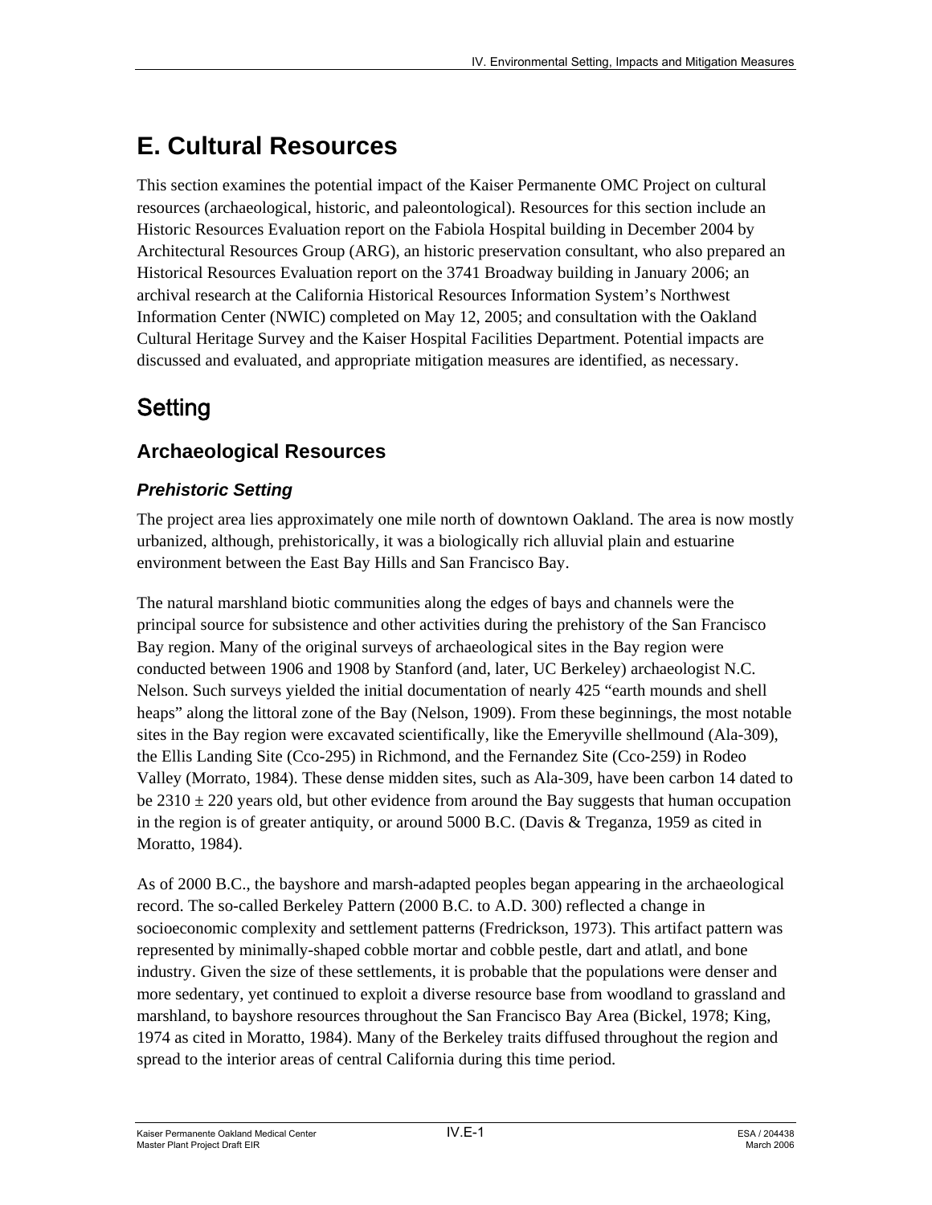# E. Cultural Resources

This section examines the potential impact of the Kaiser Permanente OMC Project on cultural resources (archaeological, historic, and paleontological). Resources for this section include an Historic Resources Evaluation report on the Fabiola Hospital building in December 2004 by Architectural Resources Group (ARG), an historic preservation consultant, who also prepared an Historical Resources Evaluation report on the 3741 Broadway building in January 2006; an archival research at the California Historical Resources Information System's Northwest Information Center (NWIC) completed on May 12, 2005; and consultation with the Oakland Cultural Heritage Survey and the Kaiser Hospital Facilities Department. Potential impacts are discussed and evaluated, and appropriate mitigation measures are identified, as necessary.

## Setting

### Archaeological Resources

#### *Prehistoric Setting*

The project area lies approximately one mile north of downtown Oakland. The area is now mostly urbanized, although, prehistorically, it was a biologically rich alluvial plain and estuarine environment between the East Bay Hills and San Francisco Bay.

The natural marshland biotic communities along the edges of bays and channels were the principal source for subsistence and other activities during the prehistory of the San Francisco Bay region. Many of the original surveys of archaeological sites in the Bay region were conducted between 1906 and 1908 by Stanford (and, later, UC Berkeley) archaeologist N.C. Nelson. Such surveys yielded the initial documentation of nearly 425 "earth mounds and shell heaps" along the littoral zone of the Bay (Nelson, 1909). From these beginnings, the most notable sites in the Bay region were excavated scientifically, like the Emeryville shellmound (Ala-309), the Ellis Landing Site (Cco-295) in Richmond, and the Fernandez Site (Cco-259) in Rodeo Valley (Morrato, 1984). These dense midden sites, such as Ala-309, have been carbon 14 dated to be 2310 $\pm$ 220 years old, but other evidence from around the Bay suggests that human occupation in the region is of greater antiquity, or around 5000 B.C. (Davis & Treganza, 1959 as cited in Moratto, 1984).

As of 2000 B.C., the bayshore and marsh-adapted peoples began appearing in the archaeological record. The so-called Berkeley Pattern (2000 B.C. to A.D. 300) reflected a change in socioeconomic complexity and settlement patterns (Fredrickson, 1973). This artifact pattern was represented by minimally-shaped cobble mortar and cobble pestle, dart and atlatl, and bone industry. Given the size of these settlements, it is probable that the populations were denser and more sedentary, yet continued to exploit a diverse resource base from woodland to grassland and marshland, to bayshore resources throughout the San Francisco Bay Area (Bickel, 1978; King, 1974 as cited in Moratto, 1984). Many of the Berkeley traits diffused throughout the region and spread to the interior areas of central California during this time period.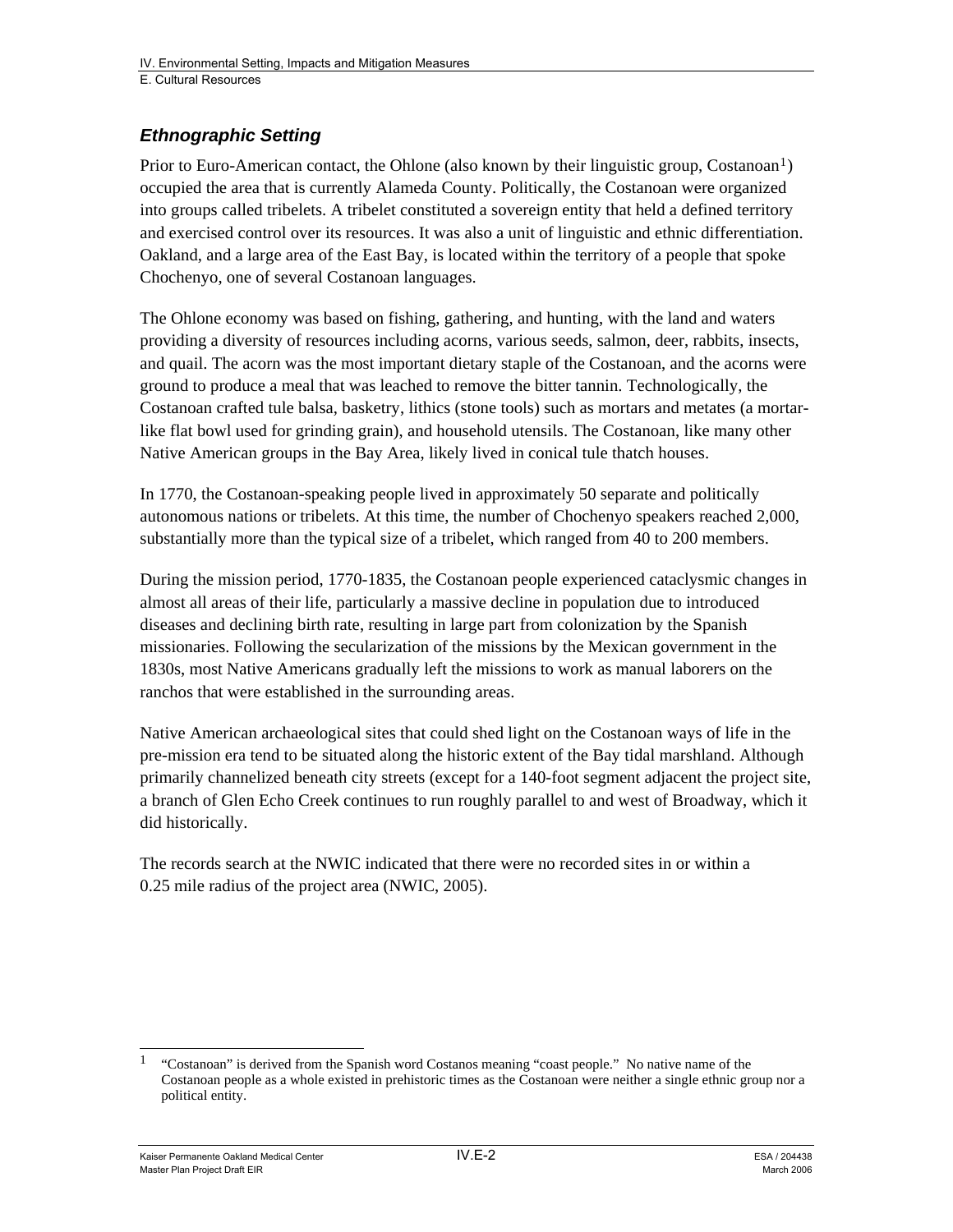### *Ethnographic Setting*

Prior to Euro-American contact, the Ohlone (also known by their linguistic group, Costanoan[1]) occupied the area that is currently Alameda County. Politically, the Costanoan were organized into groups called tribelets. A tribelet constituted a sovereign entity that held a defined territory and exercised control over its resources. It was also a unit of linguistic and ethnic differentiation. Oakland, and a large area of the East Bay, is located within the territory of a people that spoke Chochenyo, one of several Costanoan languages.

The Ohlone economy was based on fishing, gathering, and hunting, with the land and waters providing a diversity of resources including acorns, various seeds, salmon, deer, rabbits, insects, and quail. The acorn was the most important dietary staple of the Costanoan, and the acorns were ground to produce a meal that was leached to remove the bitter tannin. Technologically, the Costanoan crafted tule balsa, basketry, lithics (stone tools) such as mortars and metates (a mortar-like flat bowl used for grinding grain), and household utensils. The Costanoan, like many other Native American groups in the Bay Area, likely lived in conical tule thatch houses.

In 1770, the Costanoan-speaking people lived in approximately 50 separate and politically autonomous nations or tribelets. At this time, the number of Chochenyo speakers reached 2,000, substantially more than the typical size of a tribelet, which ranged from 40 to 200 members.

During the mission period, 1770-1835, the Costanoan people experienced cataclysmic changes in almost all areas of their life, particularly a massive decline in population due to introduced diseases and declining birth rate, resulting in large part from colonization by the Spanish missionaries. Following the secularization of the missions by the Mexican government in the 1830s, most Native Americans gradually left the missions to work as manual laborers on the ranchos that were established in the surrounding areas.

Native American archaeological sites that could shed light on the Costanoan ways of life in the pre-mission era tend to be situated along the historic extent of the Bay tidal marshland. Although primarily channelized beneath city streets (except for a 140-foot segment adjacent the project site, a branch of Glen Echo Creek continues to run roughly parallel to and west of Broadway, which it did historically.

The records search at the NWIC indicated that there were no recorded sites in or within a 0.25 mile radius of the project area (NWIC, 2005).

---

[1] "Costanoan" is derived from the Spanish word Costanos meaning "coast people." No native name of the Costanoan people as a whole existed in prehistoric times as the Costanoan were neither a single ethnic group nor a political entity.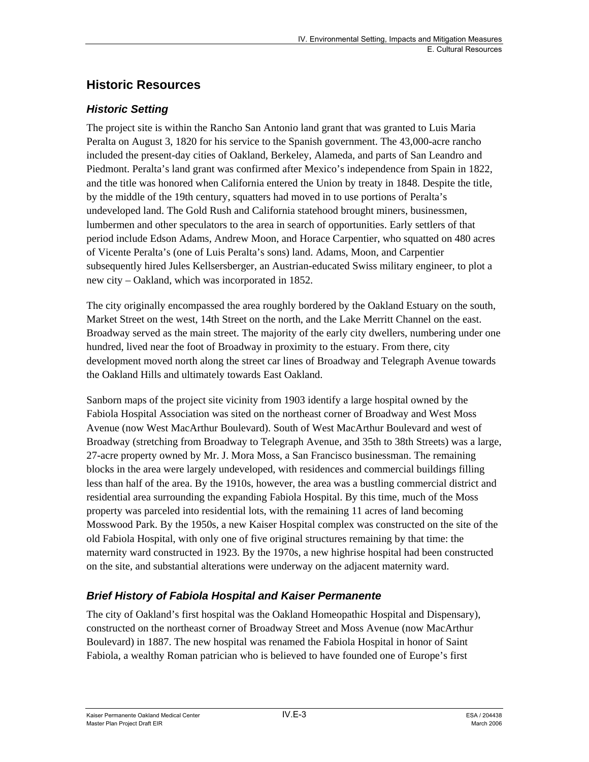## Historic Resources

### *Historic Setting*

The project site is within the Rancho San Antonio land grant that was granted to Luis Maria Peralta on August 3, 1820 for his service to the Spanish government. The 43,000-acre rancho included the present-day cities of Oakland, Berkeley, Alameda, and parts of San Leandro and Piedmont. Peralta's land grant was confirmed after Mexico's independence from Spain in 1822, and the title was honored when California entered the Union by treaty in 1848. Despite the title, by the middle of the 19th century, squatters had moved in to use portions of Peralta's undeveloped land. The Gold Rush and California statehood brought miners, businessmen, lumbermen and other speculators to the area in search of opportunities. Early settlers of that period include Edson Adams, Andrew Moon, and Horace Carpentier, who squatted on 480 acres of Vicente Peralta's (one of Luis Peralta's sons) land. Adams, Moon, and Carpentier subsequently hired Jules Kellsersberger, an Austrian-educated Swiss military engineer, to plot a new city – Oakland, which was incorporated in 1852.

The city originally encompassed the area roughly bordered by the Oakland Estuary on the south, Market Street on the west, 14th Street on the north, and the Lake Merritt Channel on the east. Broadway served as the main street. The majority of the early city dwellers, numbering under one hundred, lived near the foot of Broadway in proximity to the estuary. From there, city development moved north along the street car lines of Broadway and Telegraph Avenue towards the Oakland Hills and ultimately towards East Oakland.

Sanborn maps of the project site vicinity from 1903 identify a large hospital owned by the Fabiola Hospital Association was sited on the northeast corner of Broadway and West Moss Avenue (now West MacArthur Boulevard). South of West MacArthur Boulevard and west of Broadway (stretching from Broadway to Telegraph Avenue, and 35th to 38th Streets) was a large, 27-acre property owned by Mr. J. Mora Moss, a San Francisco businessman. The remaining blocks in the area were largely undeveloped, with residences and commercial buildings filling less than half of the area. By the 1910s, however, the area was a bustling commercial district and residential area surrounding the expanding Fabiola Hospital. By this time, much of the Moss property was parceled into residential lots, with the remaining 11 acres of land becoming Mosswood Park. By the 1950s, a new Kaiser Hospital complex was constructed on the site of the old Fabiola Hospital, with only one of five original structures remaining by that time: the maternity ward constructed in 1923. By the 1970s, a new highrise hospital had been constructed on the site, and substantial alterations were underway on the adjacent maternity ward.

### *Brief History of Fabiola Hospital and Kaiser Permanente*

The city of Oakland's first hospital was the Oakland Homeopathic Hospital and Dispensary), constructed on the northeast corner of Broadway Street and Moss Avenue (now MacArthur Boulevard) in 1887. The new hospital was renamed the Fabiola Hospital in honor of Saint Fabiola, a wealthy Roman patrician who is believed to have founded one of Europe's first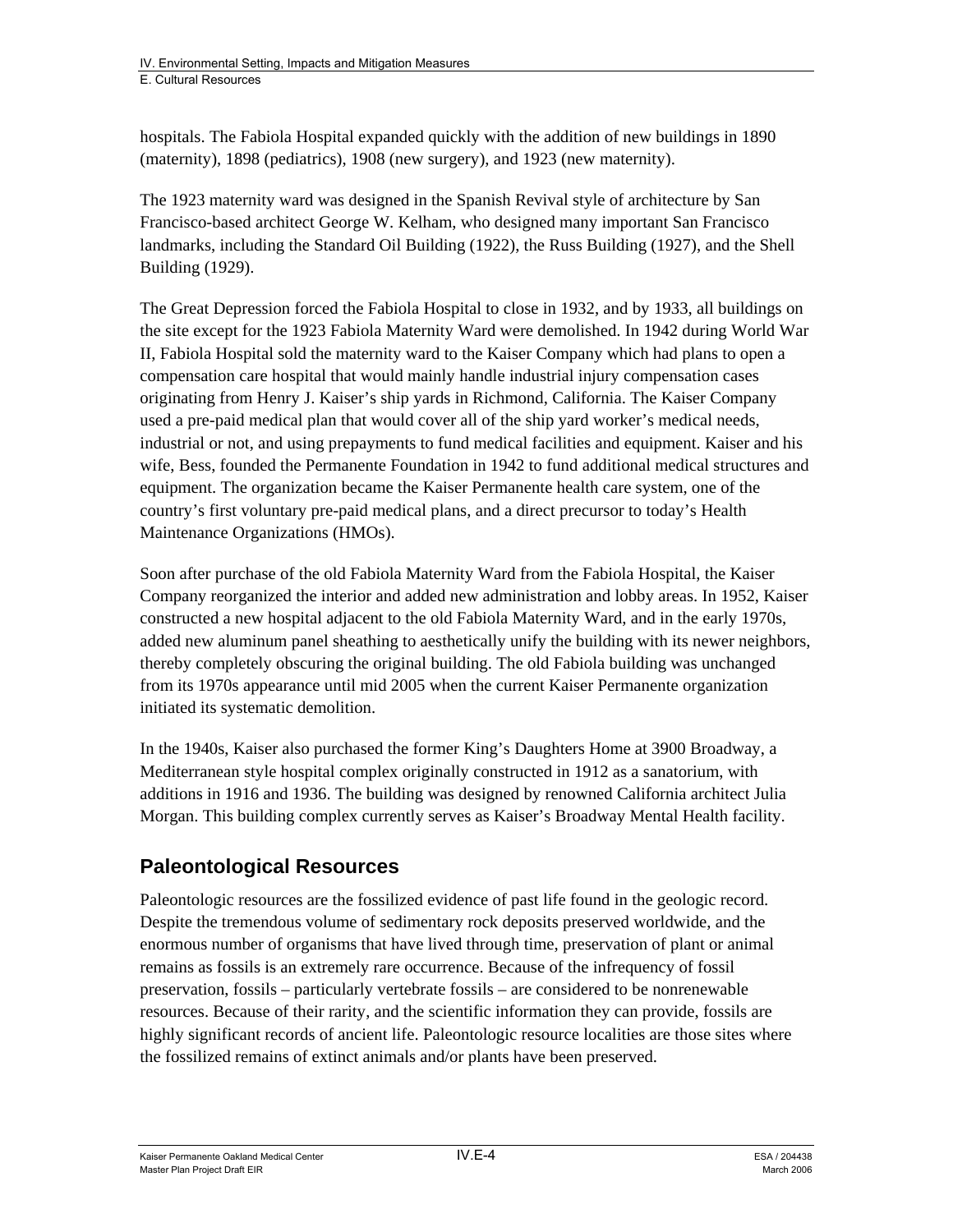hospitals. The Fabiola Hospital expanded quickly with the addition of new buildings in 1890 (maternity), 1898 (pediatrics), 1908 (new surgery), and 1923 (new maternity).

The 1923 maternity ward was designed in the Spanish Revival style of architecture by San Francisco-based architect George W. Kelham, who designed many important San Francisco landmarks, including the Standard Oil Building (1922), the Russ Building (1927), and the Shell Building (1929).

The Great Depression forced the Fabiola Hospital to close in 1932, and by 1933, all buildings on the site except for the 1923 Fabiola Maternity Ward were demolished. In 1942 during World War II, Fabiola Hospital sold the maternity ward to the Kaiser Company which had plans to open a compensation care hospital that would mainly handle industrial injury compensation cases originating from Henry J. Kaiser's ship yards in Richmond, California. The Kaiser Company used a pre-paid medical plan that would cover all of the ship yard worker's medical needs, industrial or not, and using prepayments to fund medical facilities and equipment. Kaiser and his wife, Bess, founded the Permanente Foundation in 1942 to fund additional medical structures and equipment. The organization became the Kaiser Permanente health care system, one of the country's first voluntary pre-paid medical plans, and a direct precursor to today's Health Maintenance Organizations (HMOs).

Soon after purchase of the old Fabiola Maternity Ward from the Fabiola Hospital, the Kaiser Company reorganized the interior and added new administration and lobby areas. In 1952, Kaiser constructed a new hospital adjacent to the old Fabiola Maternity Ward, and in the early 1970s, added new aluminum panel sheathing to aesthetically unify the building with its newer neighbors, thereby completely obscuring the original building. The old Fabiola building was unchanged from its 1970s appearance until mid 2005 when the current Kaiser Permanente organization initiated its systematic demolition.

In the 1940s, Kaiser also purchased the former King's Daughters Home at 3900 Broadway, a Mediterranean style hospital complex originally constructed in 1912 as a sanatorium, with additions in 1916 and 1936. The building was designed by renowned California architect Julia Morgan. This building complex currently serves as Kaiser's Broadway Mental Health facility.

## Paleontological Resources

Paleontologic resources are the fossilized evidence of past life found in the geologic record. Despite the tremendous volume of sedimentary rock deposits preserved worldwide, and the enormous number of organisms that have lived through time, preservation of plant or animal remains as fossils is an extremely rare occurrence. Because of the infrequency of fossil preservation, fossils – particularly vertebrate fossils – are considered to be nonrenewable resources. Because of their rarity, and the scientific information they can provide, fossils are highly significant records of ancient life. Paleontologic resource localities are those sites where the fossilized remains of extinct animals and/or plants have been preserved.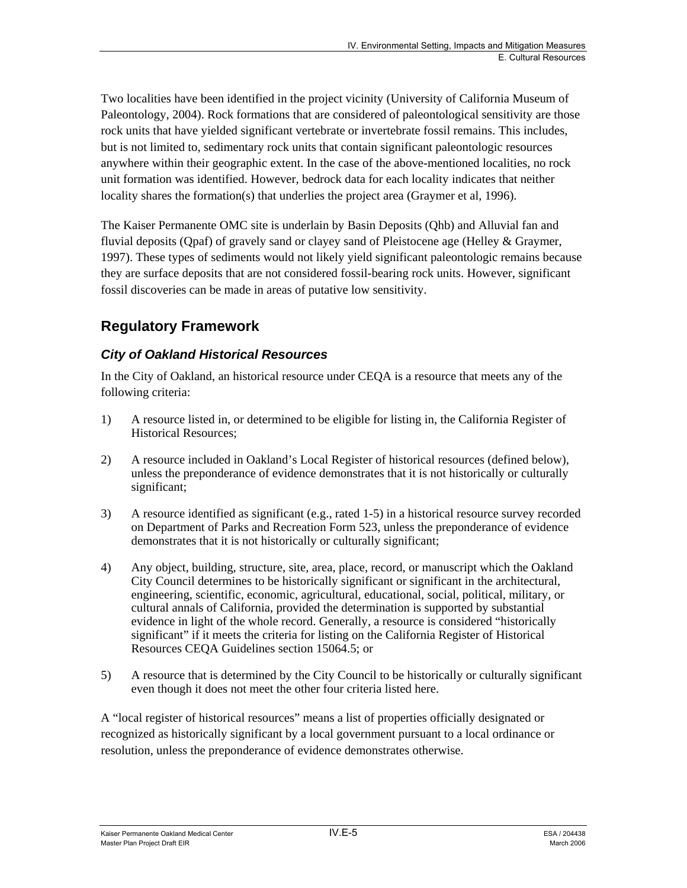Two localities have been identified in the project vicinity (University of California Museum of Paleontology, 2004). Rock formations that are considered of paleontological sensitivity are those rock units that have yielded significant vertebrate or invertebrate fossil remains. This includes, but is not limited to, sedimentary rock units that contain significant paleontologic resources anywhere within their geographic extent. In the case of the above-mentioned localities, no rock unit formation was identified. However, bedrock data for each locality indicates that neither locality shares the formation(s) that underlies the project area (Graymer et al, 1996).

The Kaiser Permanente OMC site is underlain by Basin Deposits (Qhb) and Alluvial fan and fluvial deposits (Qpaf) of gravely sand or clayey sand of Pleistocene age (Helley & Graymer, 1997). These types of sediments would not likely yield significant paleontologic remains because they are surface deposits that are not considered fossil-bearing rock units. However, significant fossil discoveries can be made in areas of putative low sensitivity.

## Regulatory Framework

### *City of Oakland Historical Resources*

In the City of Oakland, an historical resource under CEQA is a resource that meets any of the following criteria:

1) A resource listed in, or determined to be eligible for listing in, the California Register of Historical Resources;

2) A resource included in Oakland's Local Register of historical resources (defined below), unless the preponderance of evidence demonstrates that it is not historically or culturally significant;

3) A resource identified as significant (e.g., rated 1-5) in a historical resource survey recorded on Department of Parks and Recreation Form 523, unless the preponderance of evidence demonstrates that it is not historically or culturally significant;

4) Any object, building, structure, site, area, place, record, or manuscript which the Oakland City Council determines to be historically significant or significant in the architectural, engineering, scientific, economic, agricultural, educational, social, political, military, or cultural annals of California, provided the determination is supported by substantial evidence in light of the whole record. Generally, a resource is considered "historically significant" if it meets the criteria for listing on the California Register of Historical Resources CEQA Guidelines section 15064.5; or

5) A resource that is determined by the City Council to be historically or culturally significant even though it does not meet the other four criteria listed here.

A "local register of historical resources" means a list of properties officially designated or recognized as historically significant by a local government pursuant to a local ordinance or resolution, unless the preponderance of evidence demonstrates otherwise.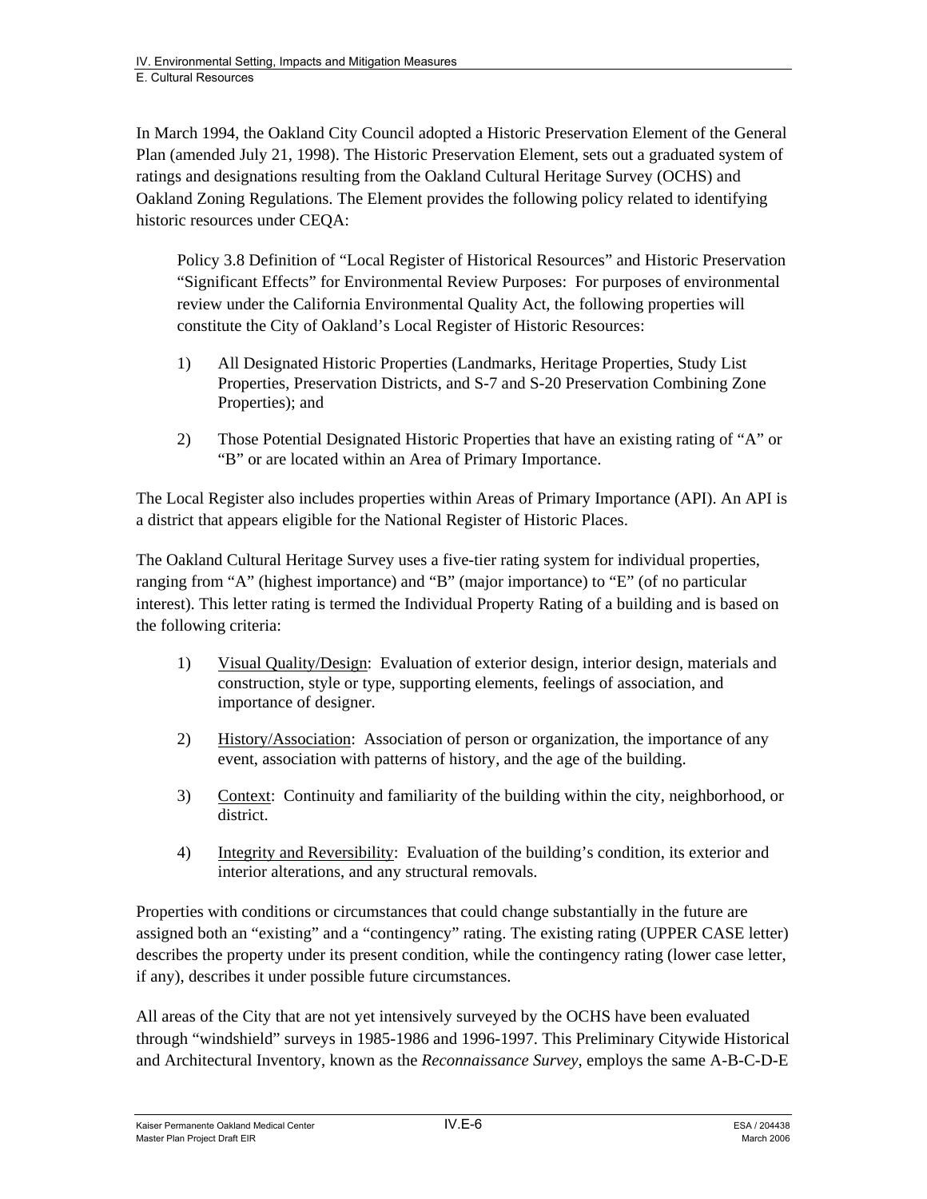In March 1994, the Oakland City Council adopted a Historic Preservation Element of the General Plan (amended July 21, 1998). The Historic Preservation Element, sets out a graduated system of ratings and designations resulting from the Oakland Cultural Heritage Survey (OCHS) and Oakland Zoning Regulations. The Element provides the following policy related to identifying historic resources under CEQA:

> Policy 3.8 Definition of "Local Register of Historical Resources" and Historic Preservation "Significant Effects" for Environmental Review Purposes: For purposes of environmental review under the California Environmental Quality Act, the following properties will constitute the City of Oakland's Local Register of Historic Resources:
>
> 1) All Designated Historic Properties (Landmarks, Heritage Properties, Study List Properties, Preservation Districts, and S-7 and S-20 Preservation Combining Zone Properties); and
>
> 2) Those Potential Designated Historic Properties that have an existing rating of "A" or "B" or are located within an Area of Primary Importance.

The Local Register also includes properties within Areas of Primary Importance (API). An API is a district that appears eligible for the National Register of Historic Places.

The Oakland Cultural Heritage Survey uses a five-tier rating system for individual properties, ranging from "A" (highest importance) and "B" (major importance) to "E" (of no particular interest). This letter rating is termed the Individual Property Rating of a building and is based on the following criteria:

1) <u>Visual Quality/Design</u>: Evaluation of exterior design, interior design, materials and construction, style or type, supporting elements, feelings of association, and importance of designer.

2) <u>History/Association</u>: Association of person or organization, the importance of any event, association with patterns of history, and the age of the building.

3) <u>Context</u>: Continuity and familiarity of the building within the city, neighborhood, or district.

4) <u>Integrity and Reversibility</u>: Evaluation of the building's condition, its exterior and interior alterations, and any structural removals.

Properties with conditions or circumstances that could change substantially in the future are assigned both an "existing" and a "contingency" rating. The existing rating (UPPER CASE letter) describes the property under its present condition, while the contingency rating (lower case letter, if any), describes it under possible future circumstances.

All areas of the City that are not yet intensively surveyed by the OCHS have been evaluated through "windshield" surveys in 1985-1986 and 1996-1997. This Preliminary Citywide Historical and Architectural Inventory, known as the *Reconnaissance Survey*, employs the same A-B-C-D-E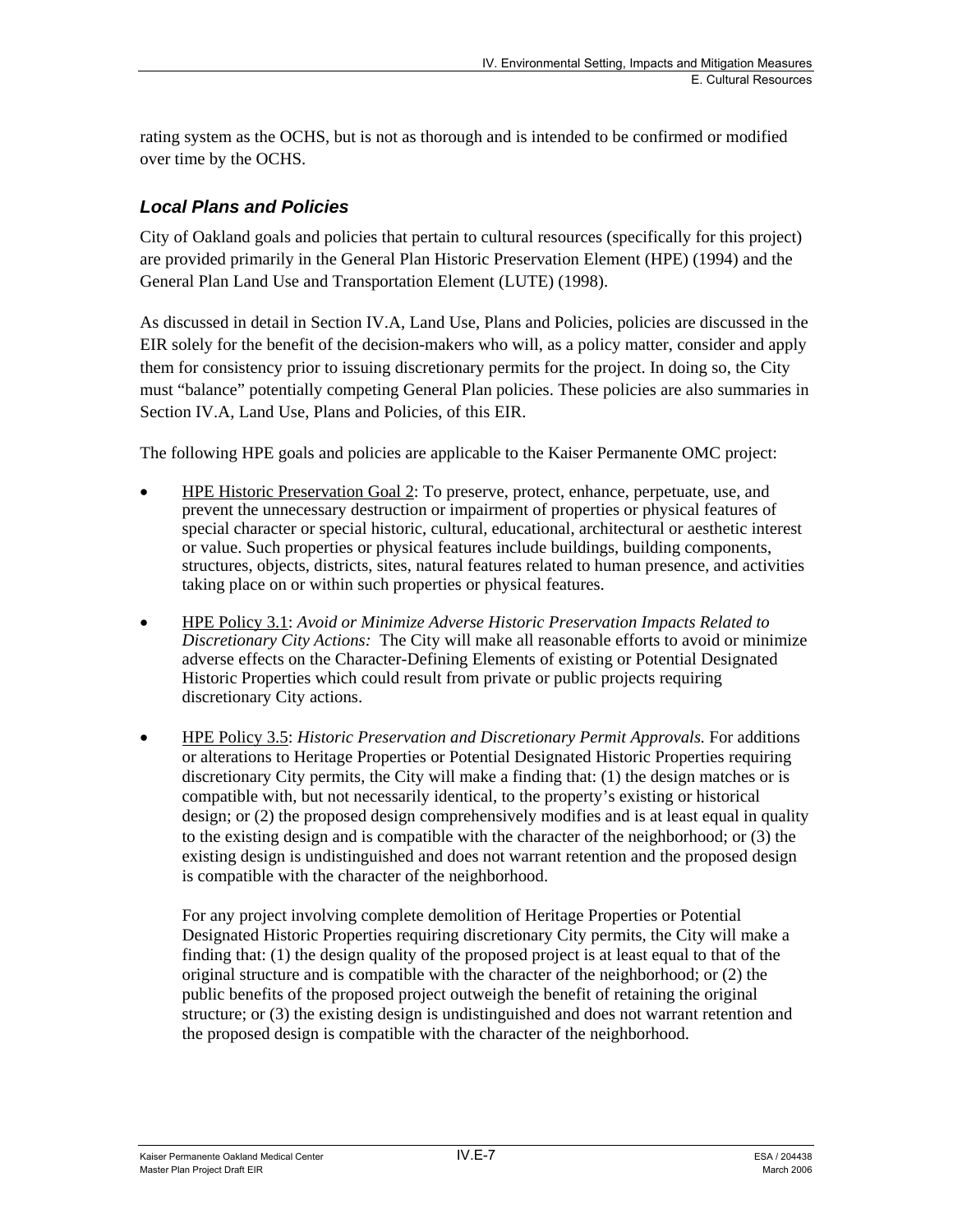rating system as the OCHS, but is not as thorough and is intended to be confirmed or modified over time by the OCHS.

### *Local Plans and Policies*

City of Oakland goals and policies that pertain to cultural resources (specifically for this project) are provided primarily in the General Plan Historic Preservation Element (HPE) (1994) and the General Plan Land Use and Transportation Element (LUTE) (1998).

As discussed in detail in Section IV.A, Land Use, Plans and Policies, policies are discussed in the EIR solely for the benefit of the decision-makers who will, as a policy matter, consider and apply them for consistency prior to issuing discretionary permits for the project. In doing so, the City must "balance" potentially competing General Plan policies. These policies are also summaries in Section IV.A, Land Use, Plans and Policies, of this EIR.

The following HPE goals and policies are applicable to the Kaiser Permanente OMC project:

- <u>HPE Historic Preservation Goal 2</u>: To preserve, protect, enhance, perpetuate, use, and prevent the unnecessary destruction or impairment of properties or physical features of special character or special historic, cultural, educational, architectural or aesthetic interest or value. Such properties or physical features include buildings, building components, structures, objects, districts, sites, natural features related to human presence, and activities taking place on or within such properties or physical features.

- <u>HPE Policy 3.1</u>: *Avoid or Minimize Adverse Historic Preservation Impacts Related to Discretionary City Actions:* The City will make all reasonable efforts to avoid or minimize adverse effects on the Character-Defining Elements of existing or Potential Designated Historic Properties which could result from private or public projects requiring discretionary City actions.

- <u>HPE Policy 3.5</u>: *Historic Preservation and Discretionary Permit Approvals.* For additions or alterations to Heritage Properties or Potential Designated Historic Properties requiring discretionary City permits, the City will make a finding that: (1) the design matches or is compatible with, but not necessarily identical, to the property's existing or historical design; or (2) the proposed design comprehensively modifies and is at least equal in quality to the existing design and is compatible with the character of the neighborhood; or (3) the existing design is undistinguished and does not warrant retention and the proposed design is compatible with the character of the neighborhood.

  For any project involving complete demolition of Heritage Properties or Potential Designated Historic Properties requiring discretionary City permits, the City will make a finding that: (1) the design quality of the proposed project is at least equal to that of the original structure and is compatible with the character of the neighborhood; or (2) the public benefits of the proposed project outweigh the benefit of retaining the original structure; or (3) the existing design is undistinguished and does not warrant retention and the proposed design is compatible with the character of the neighborhood.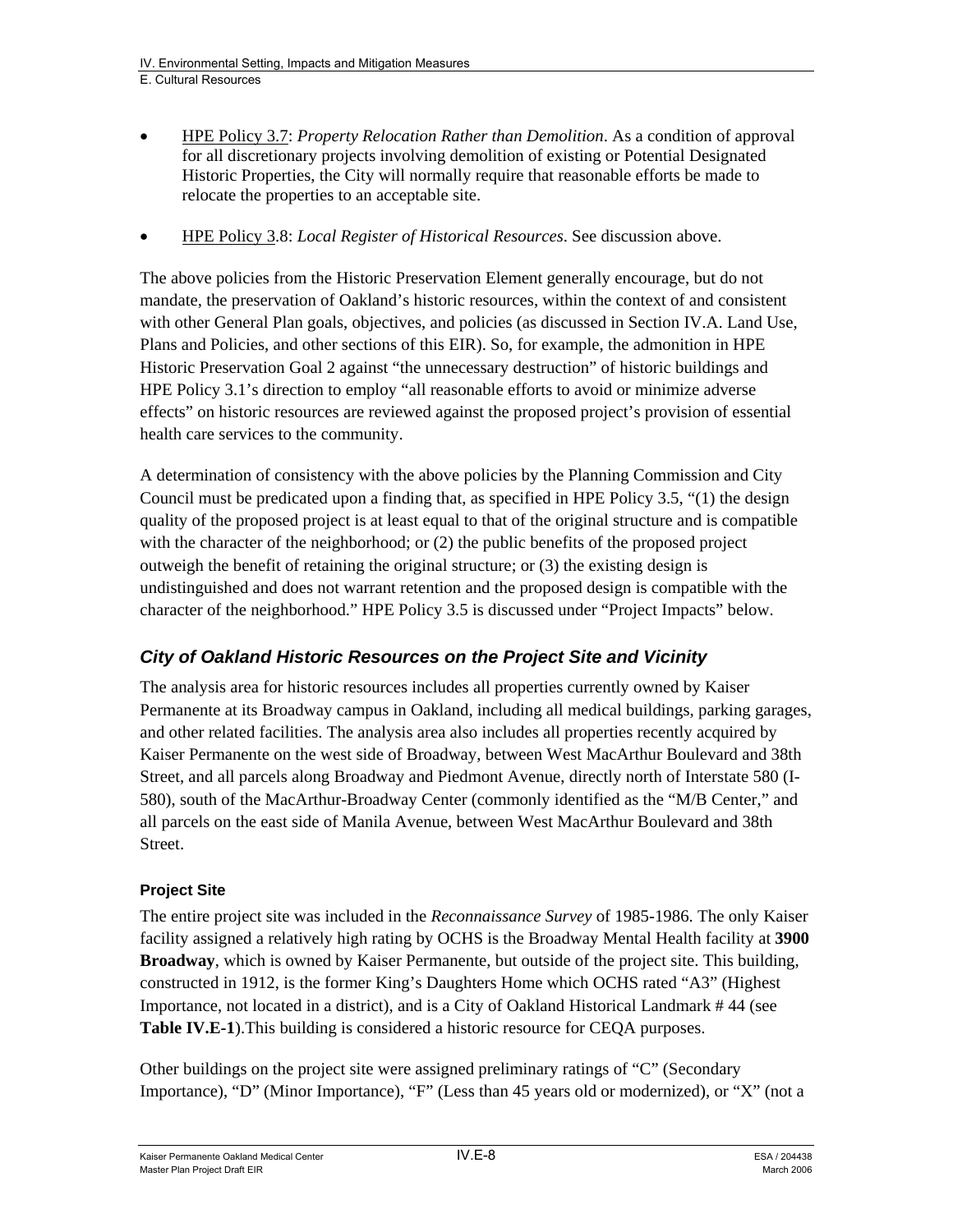- HPE Policy 3.7: *Property Relocation Rather than Demolition*. As a condition of approval for all discretionary projects involving demolition of existing or Potential Designated Historic Properties, the City will normally require that reasonable efforts be made to relocate the properties to an acceptable site.
- HPE Policy 3.8: *Local Register of Historical Resources*. See discussion above.

The above policies from the Historic Preservation Element generally encourage, but do not mandate, the preservation of Oakland's historic resources, within the context of and consistent with other General Plan goals, objectives, and policies (as discussed in Section IV.A. Land Use, Plans and Policies, and other sections of this EIR). So, for example, the admonition in HPE Historic Preservation Goal 2 against "the unnecessary destruction" of historic buildings and HPE Policy 3.1's direction to employ "all reasonable efforts to avoid or minimize adverse effects" on historic resources are reviewed against the proposed project's provision of essential health care services to the community.

A determination of consistency with the above policies by the Planning Commission and City Council must be predicated upon a finding that, as specified in HPE Policy 3.5, "(1) the design quality of the proposed project is at least equal to that of the original structure and is compatible with the character of the neighborhood; or (2) the public benefits of the proposed project outweigh the benefit of retaining the original structure; or (3) the existing design is undistinguished and does not warrant retention and the proposed design is compatible with the character of the neighborhood." HPE Policy 3.5 is discussed under "Project Impacts" below.

### *City of Oakland Historic Resources on the Project Site and Vicinity*

The analysis area for historic resources includes all properties currently owned by Kaiser Permanente at its Broadway campus in Oakland, including all medical buildings, parking garages, and other related facilities. The analysis area also includes all properties recently acquired by Kaiser Permanente on the west side of Broadway, between West MacArthur Boulevard and 38th Street, and all parcels along Broadway and Piedmont Avenue, directly north of Interstate 580 (I-580), south of the MacArthur-Broadway Center (commonly identified as the "M/B Center," and all parcels on the east side of Manila Avenue, between West MacArthur Boulevard and 38th Street.

#### Project Site

The entire project site was included in the *Reconnaissance Survey* of 1985-1986. The only Kaiser facility assigned a relatively high rating by OCHS is the Broadway Mental Health facility at **3900 Broadway**, which is owned by Kaiser Permanente, but outside of the project site. This building, constructed in 1912, is the former King's Daughters Home which OCHS rated "A3" (Highest Importance, not located in a district), and is a City of Oakland Historical Landmark # 44 (see **Table IV.E-1**).This building is considered a historic resource for CEQA purposes.

Other buildings on the project site were assigned preliminary ratings of "C" (Secondary Importance), "D" (Minor Importance), "F" (Less than 45 years old or modernized), or "X" (not a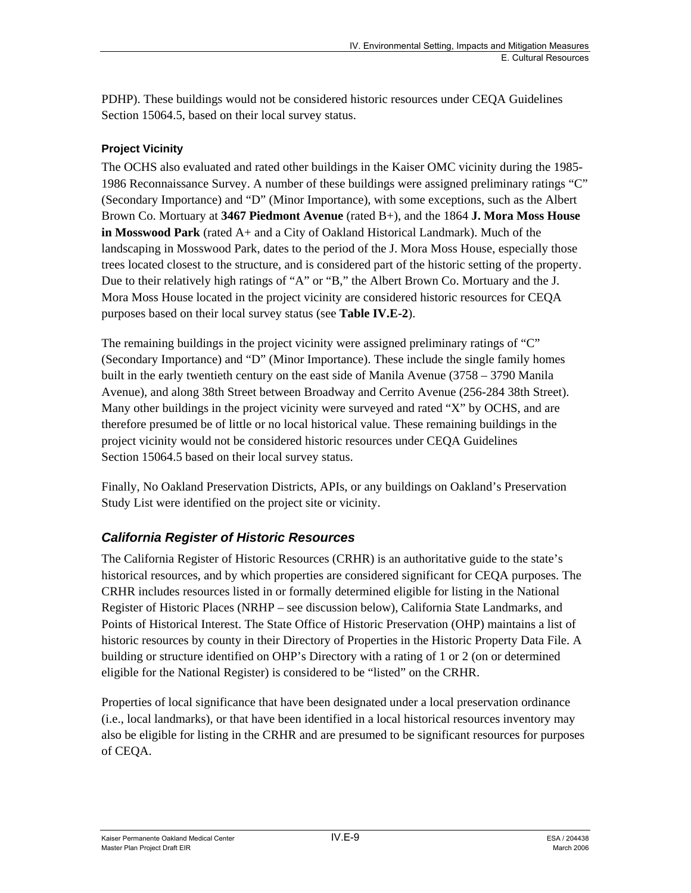PDHP). These buildings would not be considered historic resources under CEQA Guidelines Section 15064.5, based on their local survey status.

### Project Vicinity

The OCHS also evaluated and rated other buildings in the Kaiser OMC vicinity during the 1985-1986 Reconnaissance Survey. A number of these buildings were assigned preliminary ratings "C" (Secondary Importance) and "D" (Minor Importance), with some exceptions, such as the Albert Brown Co. Mortuary at **3467 Piedmont Avenue** (rated B+), and the 1864 **J. Mora Moss House in Mosswood Park** (rated A+ and a City of Oakland Historical Landmark). Much of the landscaping in Mosswood Park, dates to the period of the J. Mora Moss House, especially those trees located closest to the structure, and is considered part of the historic setting of the property. Due to their relatively high ratings of "A" or "B," the Albert Brown Co. Mortuary and the J. Mora Moss House located in the project vicinity are considered historic resources for CEQA purposes based on their local survey status (see **Table IV.E-2**).

The remaining buildings in the project vicinity were assigned preliminary ratings of "C" (Secondary Importance) and "D" (Minor Importance). These include the single family homes built in the early twentieth century on the east side of Manila Avenue (3758 – 3790 Manila Avenue), and along 38th Street between Broadway and Cerrito Avenue (256-284 38th Street). Many other buildings in the project vicinity were surveyed and rated "X" by OCHS, and are therefore presumed be of little or no local historical value. These remaining buildings in the project vicinity would not be considered historic resources under CEQA Guidelines Section 15064.5 based on their local survey status.

Finally, No Oakland Preservation Districts, APIs, or any buildings on Oakland's Preservation Study List were identified on the project site or vicinity.

## *California Register of Historic Resources*

The California Register of Historic Resources (CRHR) is an authoritative guide to the state's historical resources, and by which properties are considered significant for CEQA purposes. The CRHR includes resources listed in or formally determined eligible for listing in the National Register of Historic Places (NRHP – see discussion below), California State Landmarks, and Points of Historical Interest. The State Office of Historic Preservation (OHP) maintains a list of historic resources by county in their Directory of Properties in the Historic Property Data File. A building or structure identified on OHP's Directory with a rating of 1 or 2 (on or determined eligible for the National Register) is considered to be "listed" on the CRHR.

Properties of local significance that have been designated under a local preservation ordinance (i.e., local landmarks), or that have been identified in a local historical resources inventory may also be eligible for listing in the CRHR and are presumed to be significant resources for purposes of CEQA.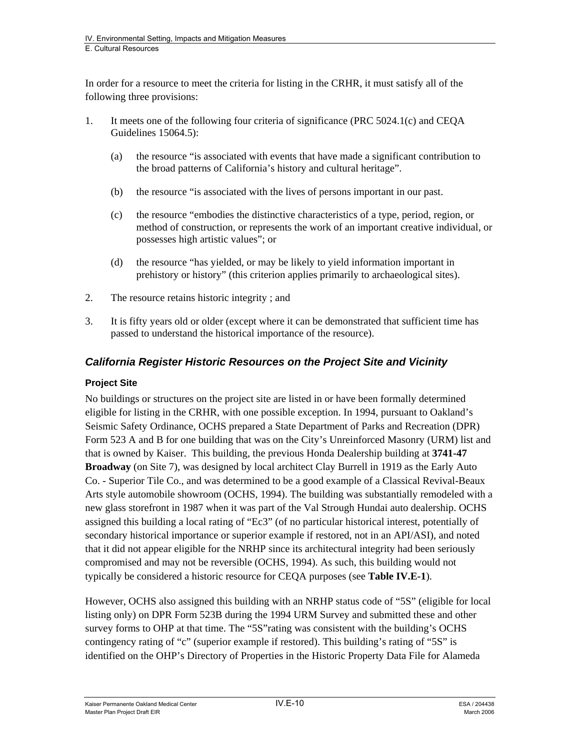In order for a resource to meet the criteria for listing in the CRHR, it must satisfy all of the following three provisions:

1. It meets one of the following four criteria of significance (PRC 5024.1(c) and CEQA Guidelines 15064.5):

   (a) the resource "is associated with events that have made a significant contribution to the broad patterns of California's history and cultural heritage".

   (b) the resource "is associated with the lives of persons important in our past.

   (c) the resource "embodies the distinctive characteristics of a type, period, region, or method of construction, or represents the work of an important creative individual, or possesses high artistic values"; or

   (d) the resource "has yielded, or may be likely to yield information important in prehistory or history" (this criterion applies primarily to archaeological sites).

2. The resource retains historic integrity ; and

3. It is fifty years old or older (except where it can be demonstrated that sufficient time has passed to understand the historical importance of the resource).

## *California Register Historic Resources on the Project Site and Vicinity*

### Project Site

No buildings or structures on the project site are listed in or have been formally determined eligible for listing in the CRHR, with one possible exception. In 1994, pursuant to Oakland's Seismic Safety Ordinance, OCHS prepared a State Department of Parks and Recreation (DPR) Form 523 A and B for one building that was on the City's Unreinforced Masonry (URM) list and that is owned by Kaiser. This building, the previous Honda Dealership building at **3741-47 Broadway** (on Site 7), was designed by local architect Clay Burrell in 1919 as the Early Auto Co. - Superior Tile Co., and was determined to be a good example of a Classical Revival-Beaux Arts style automobile showroom (OCHS, 1994). The building was substantially remodeled with a new glass storefront in 1987 when it was part of the Val Strough Hundai auto dealership. OCHS assigned this building a local rating of "Ec3" (of no particular historical interest, potentially of secondary historical importance or superior example if restored, not in an API/ASI), and noted that it did not appear eligible for the NRHP since its architectural integrity had been seriously compromised and may not be reversible (OCHS, 1994). As such, this building would not typically be considered a historic resource for CEQA purposes (see **Table IV.E-1**).

However, OCHS also assigned this building with an NRHP status code of "5S" (eligible for local listing only) on DPR Form 523B during the 1994 URM Survey and submitted these and other survey forms to OHP at that time. The "5S"rating was consistent with the building's OCHS contingency rating of "c" (superior example if restored). This building's rating of "5S" is identified on the OHP's Directory of Properties in the Historic Property Data File for Alameda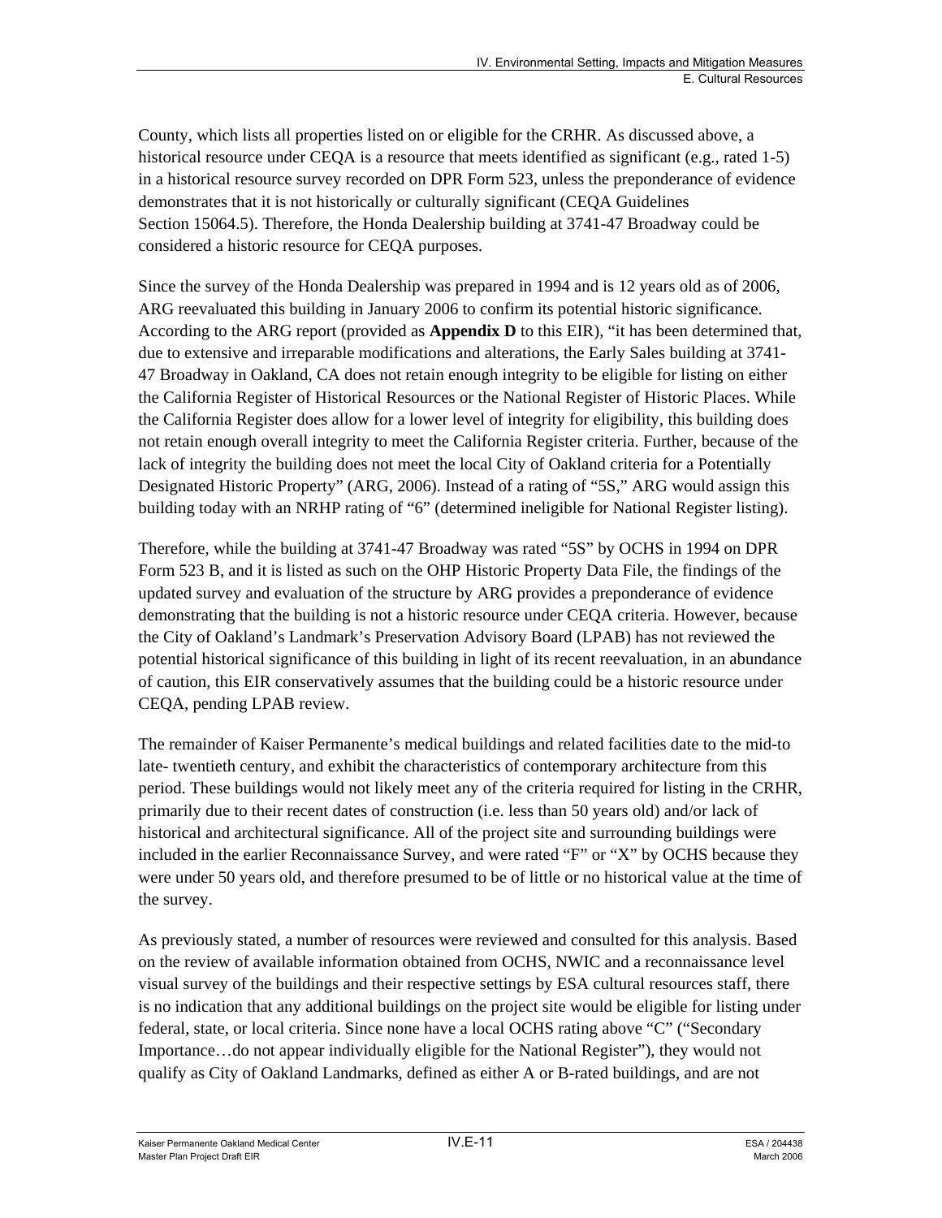County, which lists all properties listed on or eligible for the CRHR. As discussed above, a historical resource under CEQA is a resource that meets identified as significant (e.g., rated 1-5) in a historical resource survey recorded on DPR Form 523, unless the preponderance of evidence demonstrates that it is not historically or culturally significant (CEQA Guidelines Section 15064.5). Therefore, the Honda Dealership building at 3741-47 Broadway could be considered a historic resource for CEQA purposes.

Since the survey of the Honda Dealership was prepared in 1994 and is 12 years old as of 2006, ARG reevaluated this building in January 2006 to confirm its potential historic significance. According to the ARG report (provided as **Appendix D** to this EIR), "it has been determined that, due to extensive and irreparable modifications and alterations, the Early Sales building at 3741-47 Broadway in Oakland, CA does not retain enough integrity to be eligible for listing on either the California Register of Historical Resources or the National Register of Historic Places. While the California Register does allow for a lower level of integrity for eligibility, this building does not retain enough overall integrity to meet the California Register criteria. Further, because of the lack of integrity the building does not meet the local City of Oakland criteria for a Potentially Designated Historic Property" (ARG, 2006). Instead of a rating of "5S," ARG would assign this building today with an NRHP rating of "6" (determined ineligible for National Register listing).

Therefore, while the building at 3741-47 Broadway was rated "5S" by OCHS in 1994 on DPR Form 523 B, and it is listed as such on the OHP Historic Property Data File, the findings of the updated survey and evaluation of the structure by ARG provides a preponderance of evidence demonstrating that the building is not a historic resource under CEQA criteria. However, because the City of Oakland's Landmark's Preservation Advisory Board (LPAB) has not reviewed the potential historical significance of this building in light of its recent reevaluation, in an abundance of caution, this EIR conservatively assumes that the building could be a historic resource under CEQA, pending LPAB review.

The remainder of Kaiser Permanente's medical buildings and related facilities date to the mid-to late- twentieth century, and exhibit the characteristics of contemporary architecture from this period. These buildings would not likely meet any of the criteria required for listing in the CRHR, primarily due to their recent dates of construction (i.e. less than 50 years old) and/or lack of historical and architectural significance. All of the project site and surrounding buildings were included in the earlier Reconnaissance Survey, and were rated "F" or "X" by OCHS because they were under 50 years old, and therefore presumed to be of little or no historical value at the time of the survey.

As previously stated, a number of resources were reviewed and consulted for this analysis. Based on the review of available information obtained from OCHS, NWIC and a reconnaissance level visual survey of the buildings and their respective settings by ESA cultural resources staff, there is no indication that any additional buildings on the project site would be eligible for listing under federal, state, or local criteria. Since none have a local OCHS rating above "C" ("Secondary Importance…do not appear individually eligible for the National Register"), they would not qualify as City of Oakland Landmarks, defined as either A or B-rated buildings, and are not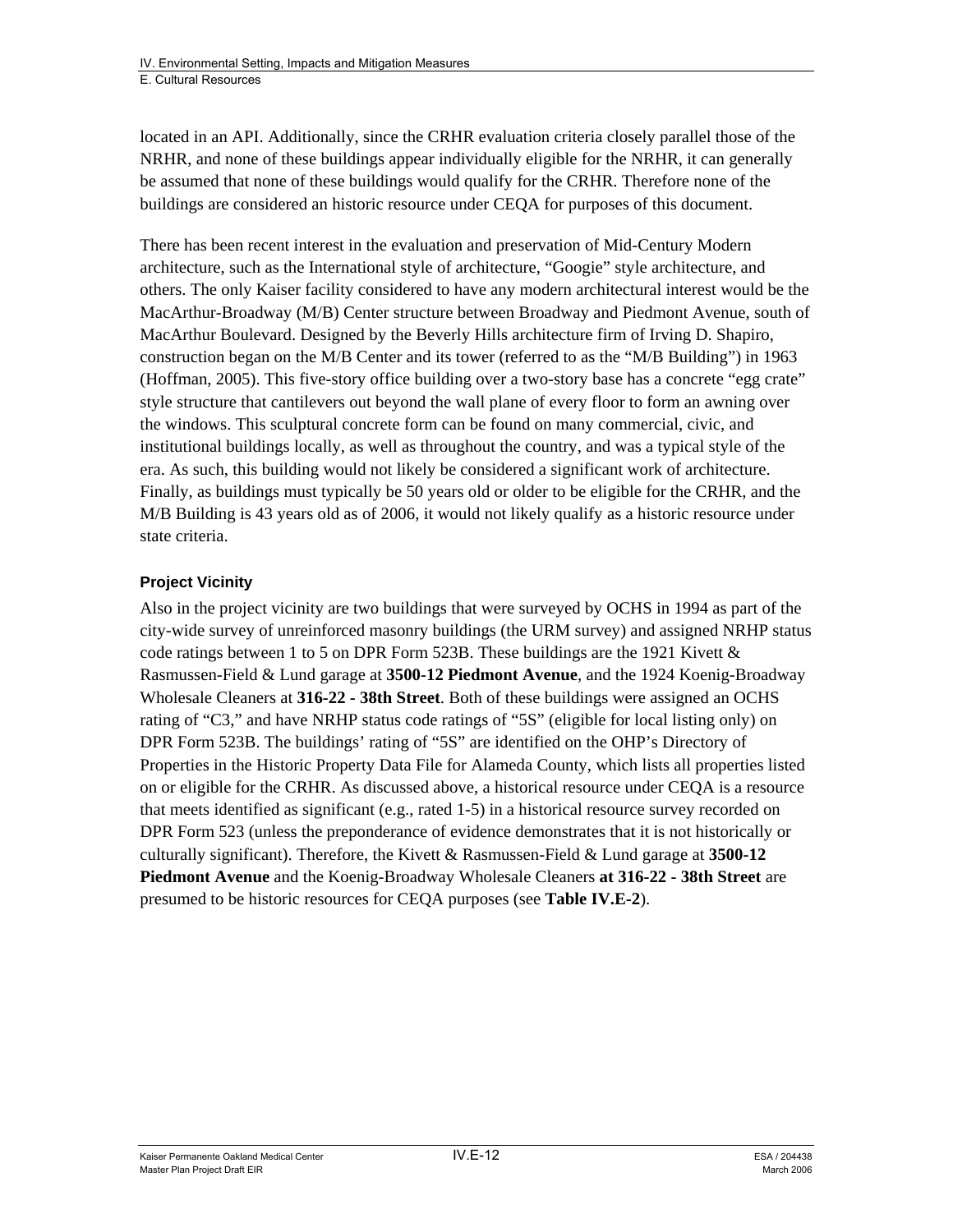located in an API. Additionally, since the CRHR evaluation criteria closely parallel those of the NRHR, and none of these buildings appear individually eligible for the NRHR, it can generally be assumed that none of these buildings would qualify for the CRHR. Therefore none of the buildings are considered an historic resource under CEQA for purposes of this document.

There has been recent interest in the evaluation and preservation of Mid-Century Modern architecture, such as the International style of architecture, "Googie" style architecture, and others. The only Kaiser facility considered to have any modern architectural interest would be the MacArthur-Broadway (M/B) Center structure between Broadway and Piedmont Avenue, south of MacArthur Boulevard. Designed by the Beverly Hills architecture firm of Irving D. Shapiro, construction began on the M/B Center and its tower (referred to as the "M/B Building") in 1963 (Hoffman, 2005). This five-story office building over a two-story base has a concrete "egg crate" style structure that cantilevers out beyond the wall plane of every floor to form an awning over the windows. This sculptural concrete form can be found on many commercial, civic, and institutional buildings locally, as well as throughout the country, and was a typical style of the era. As such, this building would not likely be considered a significant work of architecture. Finally, as buildings must typically be 50 years old or older to be eligible for the CRHR, and the M/B Building is 43 years old as of 2006, it would not likely qualify as a historic resource under state criteria.

### Project Vicinity

Also in the project vicinity are two buildings that were surveyed by OCHS in 1994 as part of the city-wide survey of unreinforced masonry buildings (the URM survey) and assigned NRHP status code ratings between 1 to 5 on DPR Form 523B. These buildings are the 1921 Kivett & Rasmussen-Field & Lund garage at **3500-12 Piedmont Avenue**, and the 1924 Koenig-Broadway Wholesale Cleaners at **316-22 - 38th Street**. Both of these buildings were assigned an OCHS rating of "C3," and have NRHP status code ratings of "5S" (eligible for local listing only) on DPR Form 523B. The buildings' rating of "5S" are identified on the OHP's Directory of Properties in the Historic Property Data File for Alameda County, which lists all properties listed on or eligible for the CRHR. As discussed above, a historical resource under CEQA is a resource that meets identified as significant (e.g., rated 1-5) in a historical resource survey recorded on DPR Form 523 (unless the preponderance of evidence demonstrates that it is not historically or culturally significant). Therefore, the Kivett & Rasmussen-Field & Lund garage at **3500-12 Piedmont Avenue** and the Koenig-Broadway Wholesale Cleaners **at 316-22 - 38th Street** are presumed to be historic resources for CEQA purposes (see **Table IV.E-2**).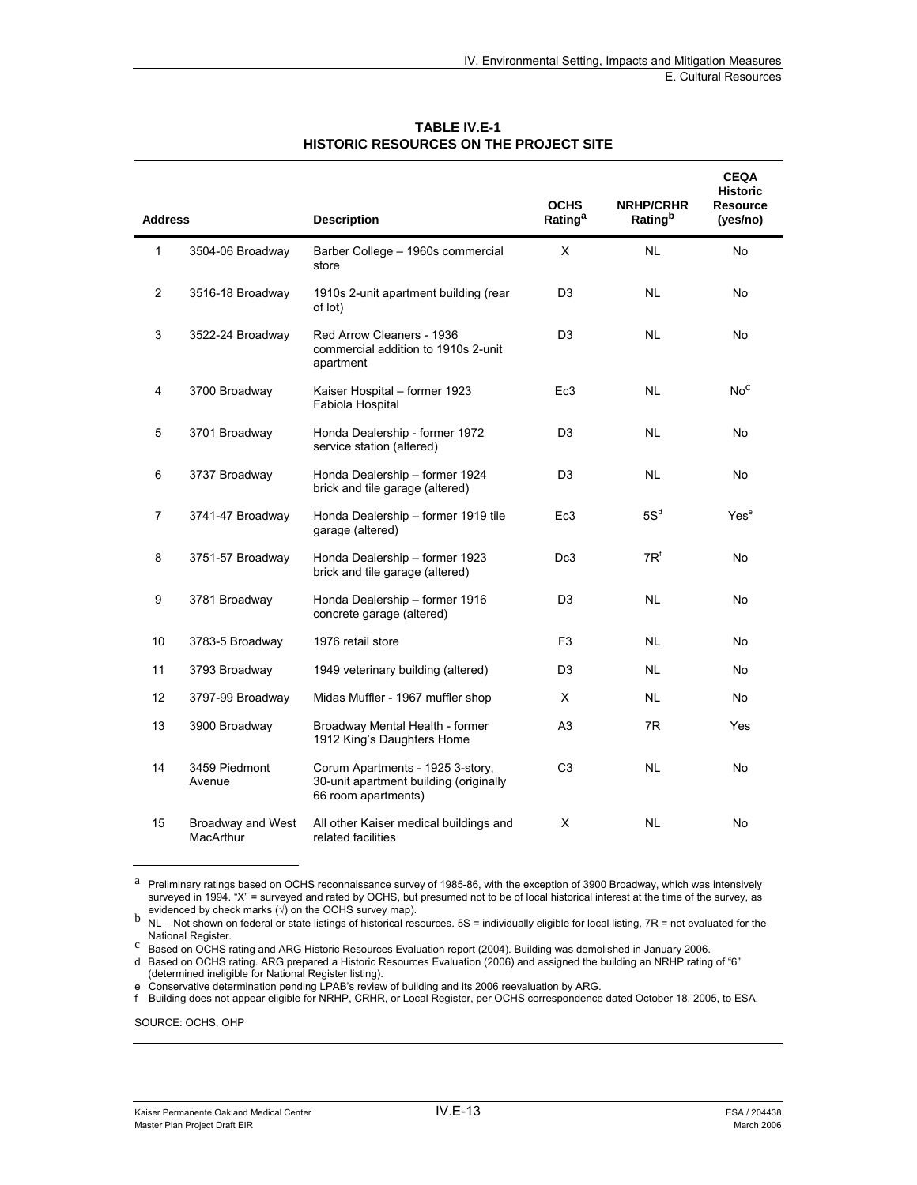**TABLE IV.E-1**
**HISTORIC RESOURCES ON THE PROJECT SITE**

| Address | | Description | OCHS Rating[a] | NRHP/CRHR Rating[b] | CEQA Historic Resource (yes/no) |
|---|---|---|---|---|---|
| 1 | 3504-06 Broadway | Barber College – 1960s commercial store | X | NL | No |
| 2 | 3516-18 Broadway | 1910s 2-unit apartment building (rear of lot) | D3 | NL | No |
| 3 | 3522-24 Broadway | Red Arrow Cleaners - 1936 commercial addition to 1910s 2-unit apartment | D3 | NL | No |
| 4 | 3700 Broadway | Kaiser Hospital – former 1923 Fabiola Hospital | Ec3 | NL | No[c] |
| 5 | 3701 Broadway | Honda Dealership - former 1972 service station (altered) | D3 | NL | No |
| 6 | 3737 Broadway | Honda Dealership – former 1924 brick and tile garage (altered) | D3 | NL | No |
| 7 | 3741-47 Broadway | Honda Dealership – former 1919 tile garage (altered) | Ec3 | 5S[d] | Yes[e] |
| 8 | 3751-57 Broadway | Honda Dealership – former 1923 brick and tile garage (altered) | Dc3 | 7R[f] | No |
| 9 | 3781 Broadway | Honda Dealership – former 1916 concrete garage (altered) | D3 | NL | No |
| 10 | 3783-5 Broadway | 1976 retail store | F3 | NL | No |
| 11 | 3793 Broadway | 1949 veterinary building (altered) | D3 | NL | No |
| 12 | 3797-99 Broadway | Midas Muffler - 1967 muffler shop | X | NL | No |
| 13 | 3900 Broadway | Broadway Mental Health - former 1912 King's Daughters Home | A3 | 7R | Yes |
| 14 | 3459 Piedmont Avenue | Corum Apartments - 1925 3-story, 30-unit apartment building (originally 66 room apartments) | C3 | NL | No |
| 15 | Broadway and West MacArthur | All other Kaiser medical buildings and related facilities | X | NL | No |

[a] Preliminary ratings based on OCHS reconnaissance survey of 1985-86, with the exception of 3900 Broadway, which was intensively surveyed in 1994. "X" = surveyed and rated by OCHS, but presumed not to be of local historical interest at the time of the survey, as evidenced by check marks (√) on the OCHS survey map).

[b] NL – Not shown on federal or state listings of historical resources. 5S = individually eligible for local listing, 7R = not evaluated for the National Register.

[c] Based on OCHS rating and ARG Historic Resources Evaluation report (2004). Building was demolished in January 2006.

d Based on OCHS rating. ARG prepared a Historic Resources Evaluation (2006) and assigned the building an NRHP rating of "6" (determined ineligible for National Register listing).

e Conservative determination pending LPAB's review of building and its 2006 reevaluation by ARG.

f Building does not appear eligible for NRHP, CRHR, or Local Register, per OCHS correspondence dated October 18, 2005, to ESA.

SOURCE: OCHS, OHP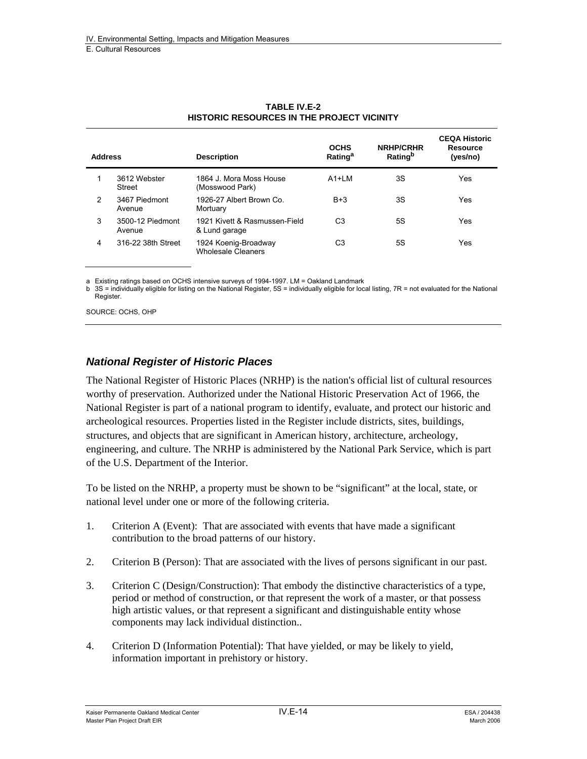**TABLE IV.E-2**
**HISTORIC RESOURCES IN THE PROJECT VICINITY**

| Address | | Description | OCHS Rating[a] | NRHP/CRHR Rating[b] | CEQA Historic Resource (yes/no) |
|---|---|---|---|---|---|
| 1 | 3612 Webster Street | 1864 J. Mora Moss House (Mosswood Park) | A1+LM | 3S | Yes |
| 2 | 3467 Piedmont Avenue | 1926-27 Albert Brown Co. Mortuary | B+3 | 3S | Yes |
| 3 | 3500-12 Piedmont Avenue | 1921 Kivett & Rasmussen-Field & Lund garage | C3 | 5S | Yes |
| 4 | 316-22 38th Street | 1924 Koenig-Broadway Wholesale Cleaners | C3 | 5S | Yes |

a Existing ratings based on OCHS intensive surveys of 1994-1997. LM = Oakland Landmark
b 3S = individually eligible for listing on the National Register, 5S = individually eligible for local listing, 7R = not evaluated for the National Register.

SOURCE: OCHS, OHP

### *National Register of Historic Places*

The National Register of Historic Places (NRHP) is the nation's official list of cultural resources worthy of preservation. Authorized under the National Historic Preservation Act of 1966, the National Register is part of a national program to identify, evaluate, and protect our historic and archeological resources. Properties listed in the Register include districts, sites, buildings, structures, and objects that are significant in American history, architecture, archeology, engineering, and culture. The NRHP is administered by the National Park Service, which is part of the U.S. Department of the Interior.

To be listed on the NRHP, a property must be shown to be "significant" at the local, state, or national level under one or more of the following criteria.

1. Criterion A (Event): That are associated with events that have made a significant contribution to the broad patterns of our history.
2. Criterion B (Person): That are associated with the lives of persons significant in our past.
3. Criterion C (Design/Construction): That embody the distinctive characteristics of a type, period or method of construction, or that represent the work of a master, or that possess high artistic values, or that represent a significant and distinguishable entity whose components may lack individual distinction..
4. Criterion D (Information Potential): That have yielded, or may be likely to yield, information important in prehistory or history.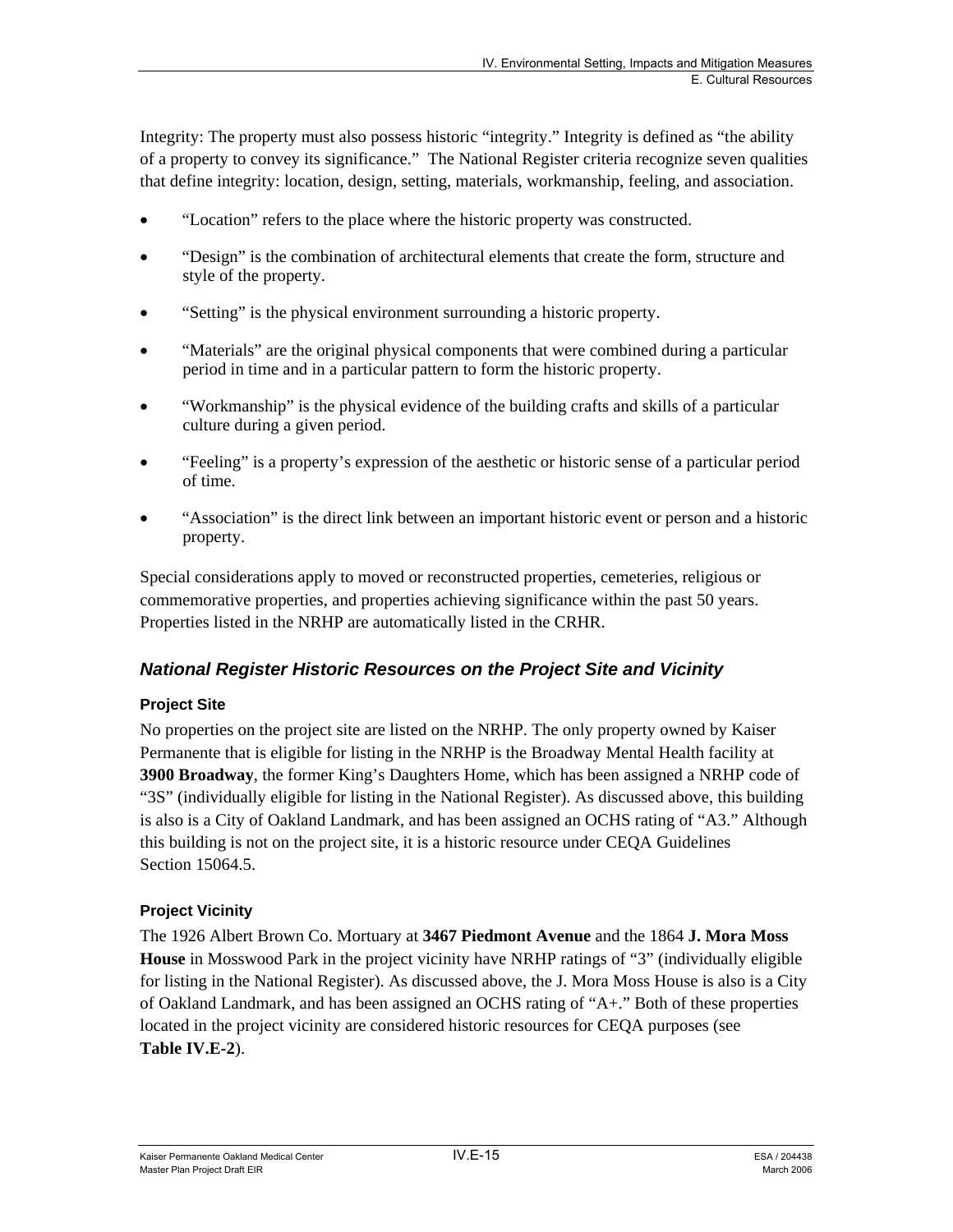Integrity: The property must also possess historic "integrity." Integrity is defined as "the ability of a property to convey its significance." The National Register criteria recognize seven qualities that define integrity: location, design, setting, materials, workmanship, feeling, and association.

- "Location" refers to the place where the historic property was constructed.
- "Design" is the combination of architectural elements that create the form, structure and style of the property.
- "Setting" is the physical environment surrounding a historic property.
- "Materials" are the original physical components that were combined during a particular period in time and in a particular pattern to form the historic property.
- "Workmanship" is the physical evidence of the building crafts and skills of a particular culture during a given period.
- "Feeling" is a property's expression of the aesthetic or historic sense of a particular period of time.
- "Association" is the direct link between an important historic event or person and a historic property.

Special considerations apply to moved or reconstructed properties, cemeteries, religious or commemorative properties, and properties achieving significance within the past 50 years. Properties listed in the NRHP are automatically listed in the CRHR.

### *National Register Historic Resources on the Project Site and Vicinity*

#### Project Site

No properties on the project site are listed on the NRHP. The only property owned by Kaiser Permanente that is eligible for listing in the NRHP is the Broadway Mental Health facility at **3900 Broadway**, the former King's Daughters Home, which has been assigned a NRHP code of "3S" (individually eligible for listing in the National Register). As discussed above, this building is also is a City of Oakland Landmark, and has been assigned an OCHS rating of "A3." Although this building is not on the project site, it is a historic resource under CEQA Guidelines Section 15064.5.

#### Project Vicinity

The 1926 Albert Brown Co. Mortuary at **3467 Piedmont Avenue** and the 1864 **J. Mora Moss House** in Mosswood Park in the project vicinity have NRHP ratings of "3" (individually eligible for listing in the National Register). As discussed above, the J. Mora Moss House is also is a City of Oakland Landmark, and has been assigned an OCHS rating of "A+." Both of these properties located in the project vicinity are considered historic resources for CEQA purposes (see **Table IV.E-2**).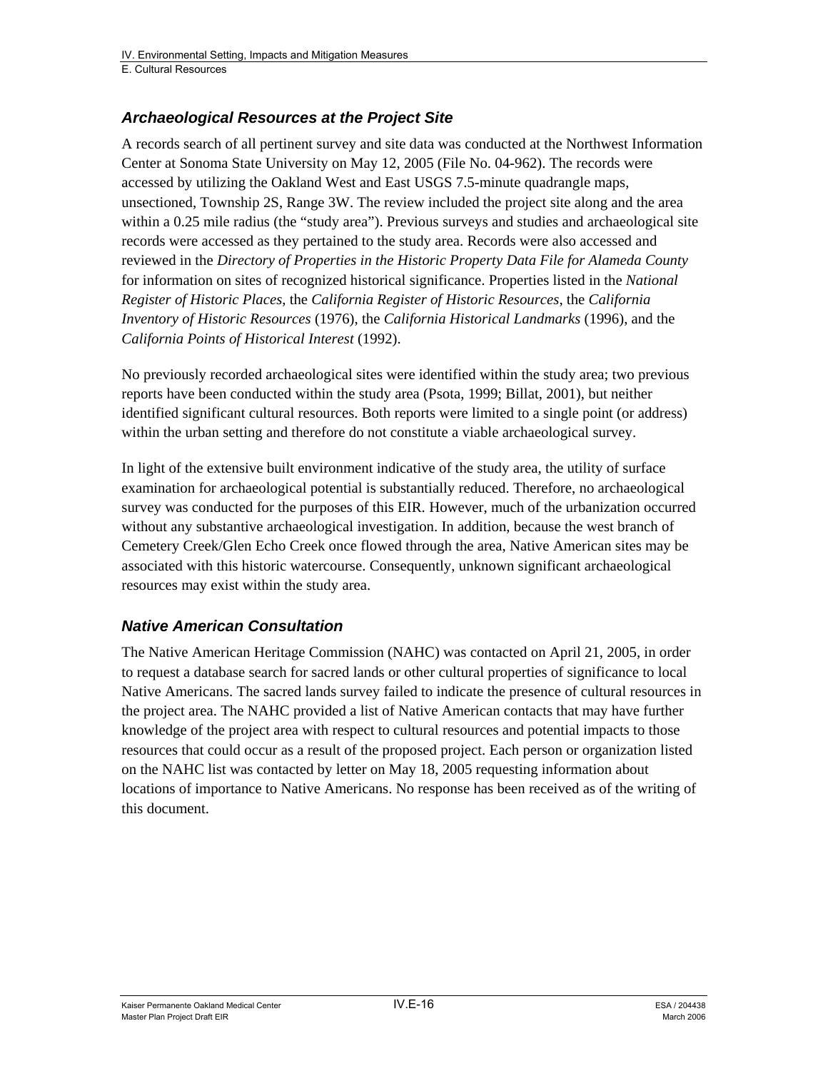### Archaeological Resources at the Project Site

A records search of all pertinent survey and site data was conducted at the Northwest Information Center at Sonoma State University on May 12, 2005 (File No. 04-962). The records were accessed by utilizing the Oakland West and East USGS 7.5-minute quadrangle maps, unsectioned, Township 2S, Range 3W. The review included the project site along and the area within a 0.25 mile radius (the "study area"). Previous surveys and studies and archaeological site records were accessed as they pertained to the study area. Records were also accessed and reviewed in the *Directory of Properties in the Historic Property Data File for Alameda County* for information on sites of recognized historical significance. Properties listed in the *National Register of Historic Places*, the *California Register of Historic Resources*, the *California Inventory of Historic Resources* (1976), the *California Historical Landmarks* (1996), and the *California Points of Historical Interest* (1992).

No previously recorded archaeological sites were identified within the study area; two previous reports have been conducted within the study area (Psota, 1999; Billat, 2001), but neither identified significant cultural resources. Both reports were limited to a single point (or address) within the urban setting and therefore do not constitute a viable archaeological survey.

In light of the extensive built environment indicative of the study area, the utility of surface examination for archaeological potential is substantially reduced. Therefore, no archaeological survey was conducted for the purposes of this EIR. However, much of the urbanization occurred without any substantive archaeological investigation. In addition, because the west branch of Cemetery Creek/Glen Echo Creek once flowed through the area, Native American sites may be associated with this historic watercourse. Consequently, unknown significant archaeological resources may exist within the study area.

### Native American Consultation

The Native American Heritage Commission (NAHC) was contacted on April 21, 2005, in order to request a database search for sacred lands or other cultural properties of significance to local Native Americans. The sacred lands survey failed to indicate the presence of cultural resources in the project area. The NAHC provided a list of Native American contacts that may have further knowledge of the project area with respect to cultural resources and potential impacts to those resources that could occur as a result of the proposed project. Each person or organization listed on the NAHC list was contacted by letter on May 18, 2005 requesting information about locations of importance to Native Americans. No response has been received as of the writing of this document.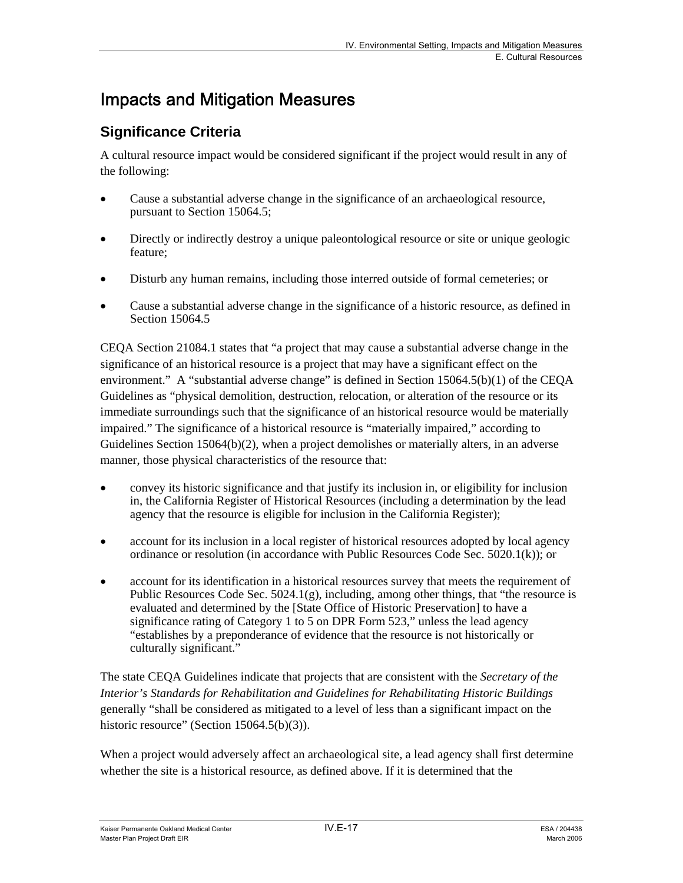# Impacts and Mitigation Measures

## Significance Criteria

A cultural resource impact would be considered significant if the project would result in any of the following:

- Cause a substantial adverse change in the significance of an archaeological resource, pursuant to Section 15064.5;
- Directly or indirectly destroy a unique paleontological resource or site or unique geologic feature;
- Disturb any human remains, including those interred outside of formal cemeteries; or
- Cause a substantial adverse change in the significance of a historic resource, as defined in Section 15064.5

CEQA Section 21084.1 states that "a project that may cause a substantial adverse change in the significance of an historical resource is a project that may have a significant effect on the environment." A "substantial adverse change" is defined in Section 15064.5(b)(1) of the CEQA Guidelines as "physical demolition, destruction, relocation, or alteration of the resource or its immediate surroundings such that the significance of an historical resource would be materially impaired." The significance of a historical resource is "materially impaired," according to Guidelines Section 15064(b)(2), when a project demolishes or materially alters, in an adverse manner, those physical characteristics of the resource that:

- convey its historic significance and that justify its inclusion in, or eligibility for inclusion in, the California Register of Historical Resources (including a determination by the lead agency that the resource is eligible for inclusion in the California Register);
- account for its inclusion in a local register of historical resources adopted by local agency ordinance or resolution (in accordance with Public Resources Code Sec. 5020.1(k)); or
- account for its identification in a historical resources survey that meets the requirement of Public Resources Code Sec. 5024.1(g), including, among other things, that "the resource is evaluated and determined by the [State Office of Historic Preservation] to have a significance rating of Category 1 to 5 on DPR Form 523," unless the lead agency "establishes by a preponderance of evidence that the resource is not historically or culturally significant."

The state CEQA Guidelines indicate that projects that are consistent with the *Secretary of the Interior's Standards for Rehabilitation and Guidelines for Rehabilitating Historic Buildings* generally "shall be considered as mitigated to a level of less than a significant impact on the historic resource" (Section 15064.5(b)(3)).

When a project would adversely affect an archaeological site, a lead agency shall first determine whether the site is a historical resource, as defined above. If it is determined that the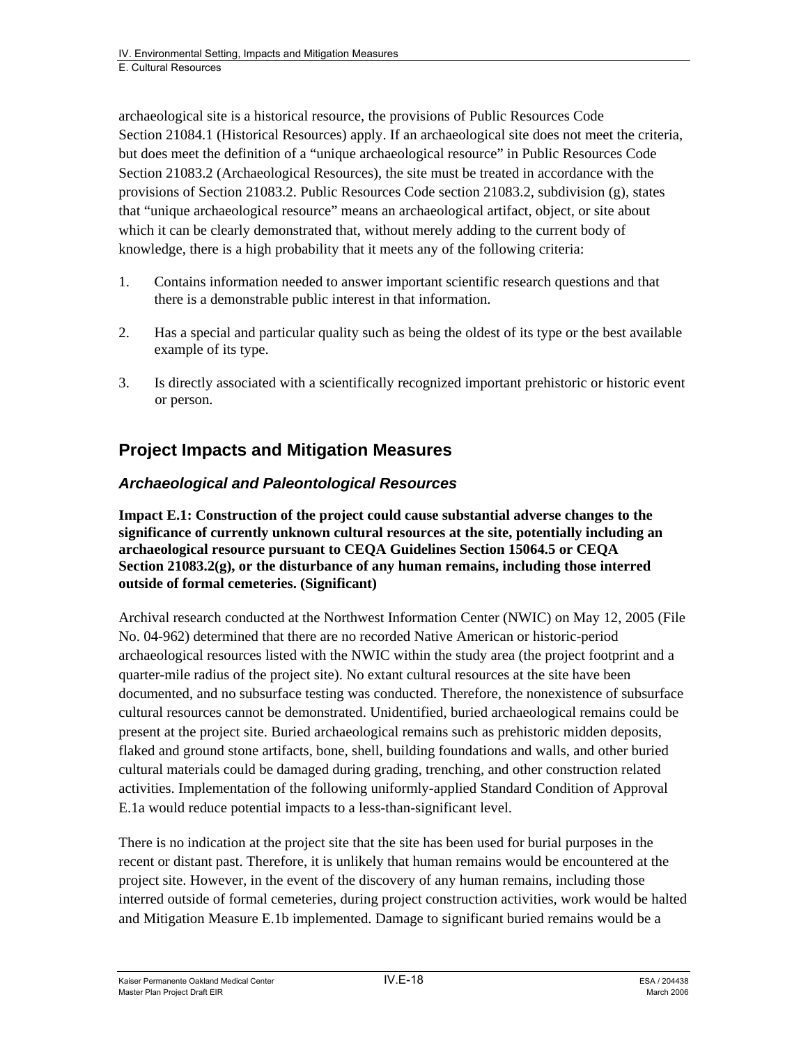archaeological site is a historical resource, the provisions of Public Resources Code Section 21084.1 (Historical Resources) apply. If an archaeological site does not meet the criteria, but does meet the definition of a "unique archaeological resource" in Public Resources Code Section 21083.2 (Archaeological Resources), the site must be treated in accordance with the provisions of Section 21083.2. Public Resources Code section 21083.2, subdivision (g), states that "unique archaeological resource" means an archaeological artifact, object, or site about which it can be clearly demonstrated that, without merely adding to the current body of knowledge, there is a high probability that it meets any of the following criteria:

1. Contains information needed to answer important scientific research questions and that there is a demonstrable public interest in that information.
2. Has a special and particular quality such as being the oldest of its type or the best available example of its type.
3. Is directly associated with a scientifically recognized important prehistoric or historic event or person.

## Project Impacts and Mitigation Measures

### *Archaeological and Paleontological Resources*

**Impact E.1: Construction of the project could cause substantial adverse changes to the significance of currently unknown cultural resources at the site, potentially including an archaeological resource pursuant to CEQA Guidelines Section 15064.5 or CEQA Section 21083.2(g), or the disturbance of any human remains, including those interred outside of formal cemeteries. (Significant)**

Archival research conducted at the Northwest Information Center (NWIC) on May 12, 2005 (File No. 04-962) determined that there are no recorded Native American or historic-period archaeological resources listed with the NWIC within the study area (the project footprint and a quarter-mile radius of the project site). No extant cultural resources at the site have been documented, and no subsurface testing was conducted. Therefore, the nonexistence of subsurface cultural resources cannot be demonstrated. Unidentified, buried archaeological remains could be present at the project site. Buried archaeological remains such as prehistoric midden deposits, flaked and ground stone artifacts, bone, shell, building foundations and walls, and other buried cultural materials could be damaged during grading, trenching, and other construction related activities. Implementation of the following uniformly-applied Standard Condition of Approval E.1a would reduce potential impacts to a less-than-significant level.

There is no indication at the project site that the site has been used for burial purposes in the recent or distant past. Therefore, it is unlikely that human remains would be encountered at the project site. However, in the event of the discovery of any human remains, including those interred outside of formal cemeteries, during project construction activities, work would be halted and Mitigation Measure E.1b implemented. Damage to significant buried remains would be a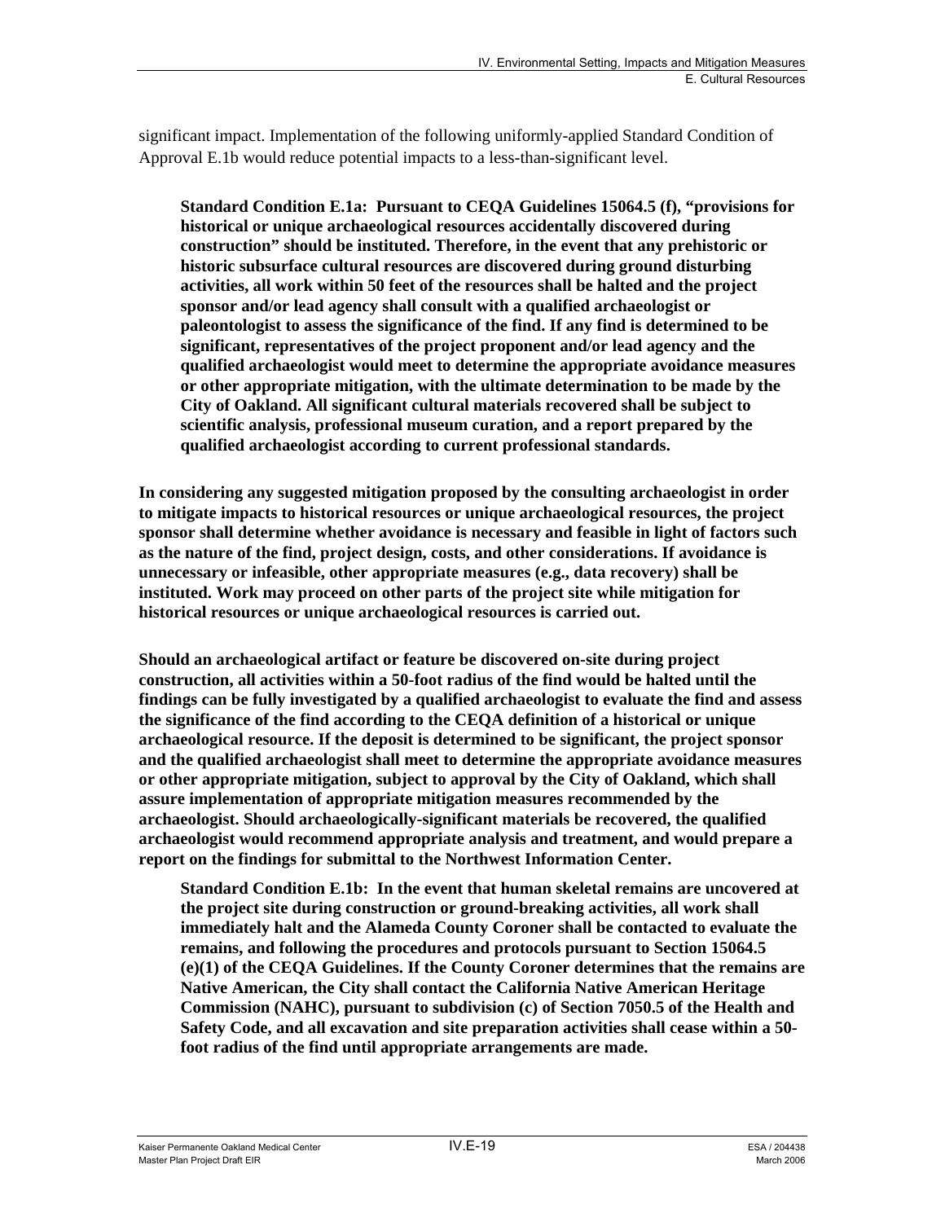significant impact. Implementation of the following uniformly-applied Standard Condition of Approval E.1b would reduce potential impacts to a less-than-significant level.

> **Standard Condition E.1a: Pursuant to CEQA Guidelines 15064.5 (f), "provisions for historical or unique archaeological resources accidentally discovered during construction" should be instituted. Therefore, in the event that any prehistoric or historic subsurface cultural resources are discovered during ground disturbing activities, all work within 50 feet of the resources shall be halted and the project sponsor and/or lead agency shall consult with a qualified archaeologist or paleontologist to assess the significance of the find. If any find is determined to be significant, representatives of the project proponent and/or lead agency and the qualified archaeologist would meet to determine the appropriate avoidance measures or other appropriate mitigation, with the ultimate determination to be made by the City of Oakland. All significant cultural materials recovered shall be subject to scientific analysis, professional museum curation, and a report prepared by the qualified archaeologist according to current professional standards.**

**In considering any suggested mitigation proposed by the consulting archaeologist in order to mitigate impacts to historical resources or unique archaeological resources, the project sponsor shall determine whether avoidance is necessary and feasible in light of factors such as the nature of the find, project design, costs, and other considerations. If avoidance is unnecessary or infeasible, other appropriate measures (e.g., data recovery) shall be instituted. Work may proceed on other parts of the project site while mitigation for historical resources or unique archaeological resources is carried out.**

**Should an archaeological artifact or feature be discovered on-site during project construction, all activities within a 50-foot radius of the find would be halted until the findings can be fully investigated by a qualified archaeologist to evaluate the find and assess the significance of the find according to the CEQA definition of a historical or unique archaeological resource. If the deposit is determined to be significant, the project sponsor and the qualified archaeologist shall meet to determine the appropriate avoidance measures or other appropriate mitigation, subject to approval by the City of Oakland, which shall assure implementation of appropriate mitigation measures recommended by the archaeologist. Should archaeologically-significant materials be recovered, the qualified archaeologist would recommend appropriate analysis and treatment, and would prepare a report on the findings for submittal to the Northwest Information Center.**

> **Standard Condition E.1b: In the event that human skeletal remains are uncovered at the project site during construction or ground-breaking activities, all work shall immediately halt and the Alameda County Coroner shall be contacted to evaluate the remains, and following the procedures and protocols pursuant to Section 15064.5 (e)(1) of the CEQA Guidelines. If the County Coroner determines that the remains are Native American, the City shall contact the California Native American Heritage Commission (NAHC), pursuant to subdivision (c) of Section 7050.5 of the Health and Safety Code, and all excavation and site preparation activities shall cease within a 50-foot radius of the find until appropriate arrangements are made.**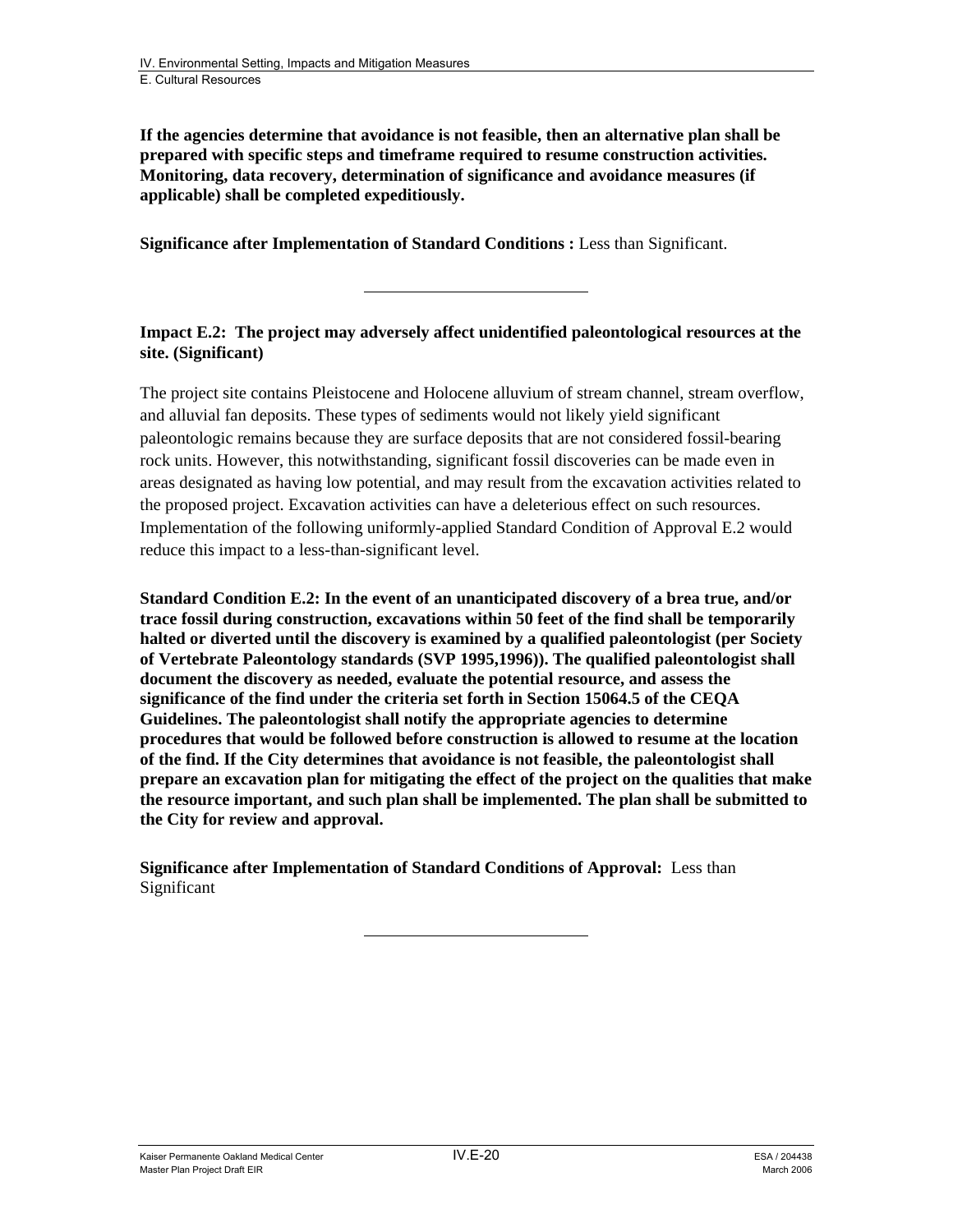**If the agencies determine that avoidance is not feasible, then an alternative plan shall be prepared with specific steps and timeframe required to resume construction activities. Monitoring, data recovery, determination of significance and avoidance measures (if applicable) shall be completed expeditiously.**

**Significance after Implementation of Standard Conditions :** Less than Significant.

---

**Impact E.2: The project may adversely affect unidentified paleontological resources at the site. (Significant)**

The project site contains Pleistocene and Holocene alluvium of stream channel, stream overflow, and alluvial fan deposits. These types of sediments would not likely yield significant paleontologic remains because they are surface deposits that are not considered fossil-bearing rock units. However, this notwithstanding, significant fossil discoveries can be made even in areas designated as having low potential, and may result from the excavation activities related to the proposed project. Excavation activities can have a deleterious effect on such resources. Implementation of the following uniformly-applied Standard Condition of Approval E.2 would reduce this impact to a less-than-significant level.

**Standard Condition E.2: In the event of an unanticipated discovery of a brea true, and/or trace fossil during construction, excavations within 50 feet of the find shall be temporarily halted or diverted until the discovery is examined by a qualified paleontologist (per Society of Vertebrate Paleontology standards (SVP 1995,1996)). The qualified paleontologist shall document the discovery as needed, evaluate the potential resource, and assess the significance of the find under the criteria set forth in Section 15064.5 of the CEQA Guidelines. The paleontologist shall notify the appropriate agencies to determine procedures that would be followed before construction is allowed to resume at the location of the find. If the City determines that avoidance is not feasible, the paleontologist shall prepare an excavation plan for mitigating the effect of the project on the qualities that make the resource important, and such plan shall be implemented. The plan shall be submitted to the City for review and approval.**

**Significance after Implementation of Standard Conditions of Approval:** Less than Significant

---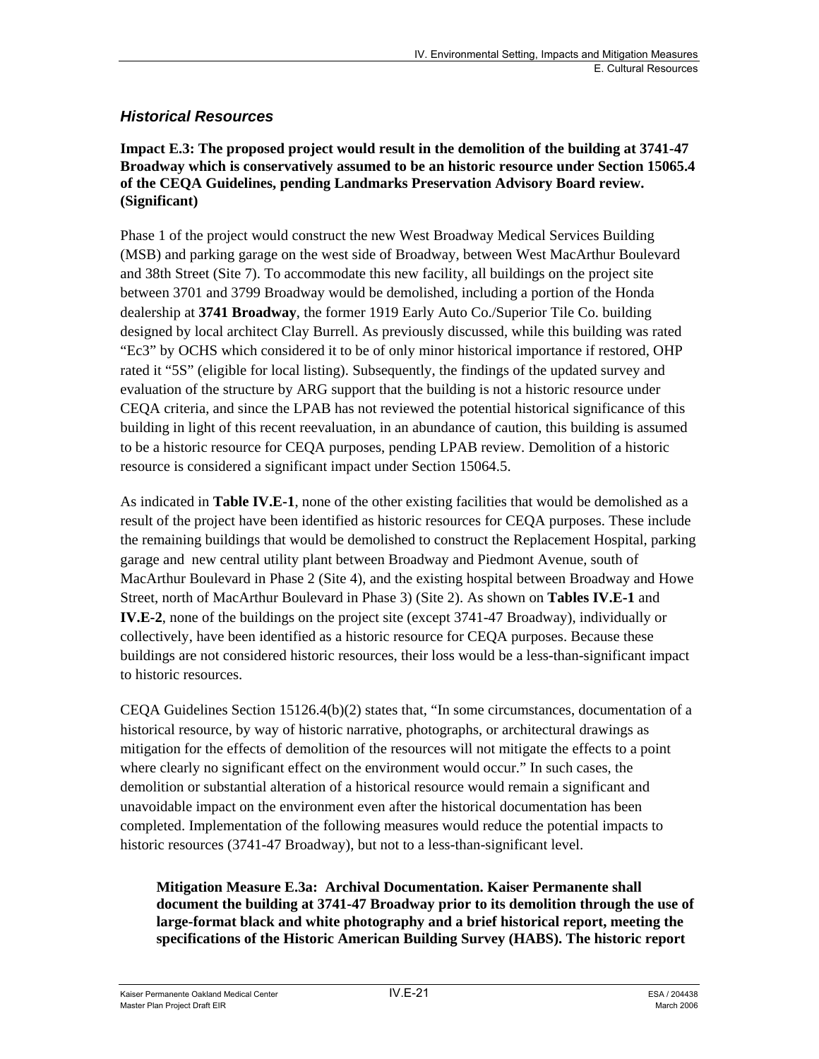### *Historical Resources*

**Impact E.3: The proposed project would result in the demolition of the building at 3741-47 Broadway which is conservatively assumed to be an historic resource under Section 15065.4 of the CEQA Guidelines, pending Landmarks Preservation Advisory Board review. (Significant)**

Phase 1 of the project would construct the new West Broadway Medical Services Building (MSB) and parking garage on the west side of Broadway, between West MacArthur Boulevard and 38th Street (Site 7). To accommodate this new facility, all buildings on the project site between 3701 and 3799 Broadway would be demolished, including a portion of the Honda dealership at **3741 Broadway**, the former 1919 Early Auto Co./Superior Tile Co. building designed by local architect Clay Burrell. As previously discussed, while this building was rated "Ec3" by OCHS which considered it to be of only minor historical importance if restored, OHP rated it "5S" (eligible for local listing). Subsequently, the findings of the updated survey and evaluation of the structure by ARG support that the building is not a historic resource under CEQA criteria, and since the LPAB has not reviewed the potential historical significance of this building in light of this recent reevaluation, in an abundance of caution, this building is assumed to be a historic resource for CEQA purposes, pending LPAB review. Demolition of a historic resource is considered a significant impact under Section 15064.5.

As indicated in **Table IV.E-1**, none of the other existing facilities that would be demolished as a result of the project have been identified as historic resources for CEQA purposes. These include the remaining buildings that would be demolished to construct the Replacement Hospital, parking garage and new central utility plant between Broadway and Piedmont Avenue, south of MacArthur Boulevard in Phase 2 (Site 4), and the existing hospital between Broadway and Howe Street, north of MacArthur Boulevard in Phase 3) (Site 2). As shown on **Tables IV.E-1** and **IV.E-2**, none of the buildings on the project site (except 3741-47 Broadway), individually or collectively, have been identified as a historic resource for CEQA purposes. Because these buildings are not considered historic resources, their loss would be a less-than-significant impact to historic resources.

CEQA Guidelines Section 15126.4(b)(2) states that, "In some circumstances, documentation of a historical resource, by way of historic narrative, photographs, or architectural drawings as mitigation for the effects of demolition of the resources will not mitigate the effects to a point where clearly no significant effect on the environment would occur." In such cases, the demolition or substantial alteration of a historical resource would remain a significant and unavoidable impact on the environment even after the historical documentation has been completed. Implementation of the following measures would reduce the potential impacts to historic resources (3741-47 Broadway), but not to a less-than-significant level.

> **Mitigation Measure E.3a: Archival Documentation. Kaiser Permanente shall document the building at 3741-47 Broadway prior to its demolition through the use of large-format black and white photography and a brief historical report, meeting the specifications of the Historic American Building Survey (HABS). The historic report**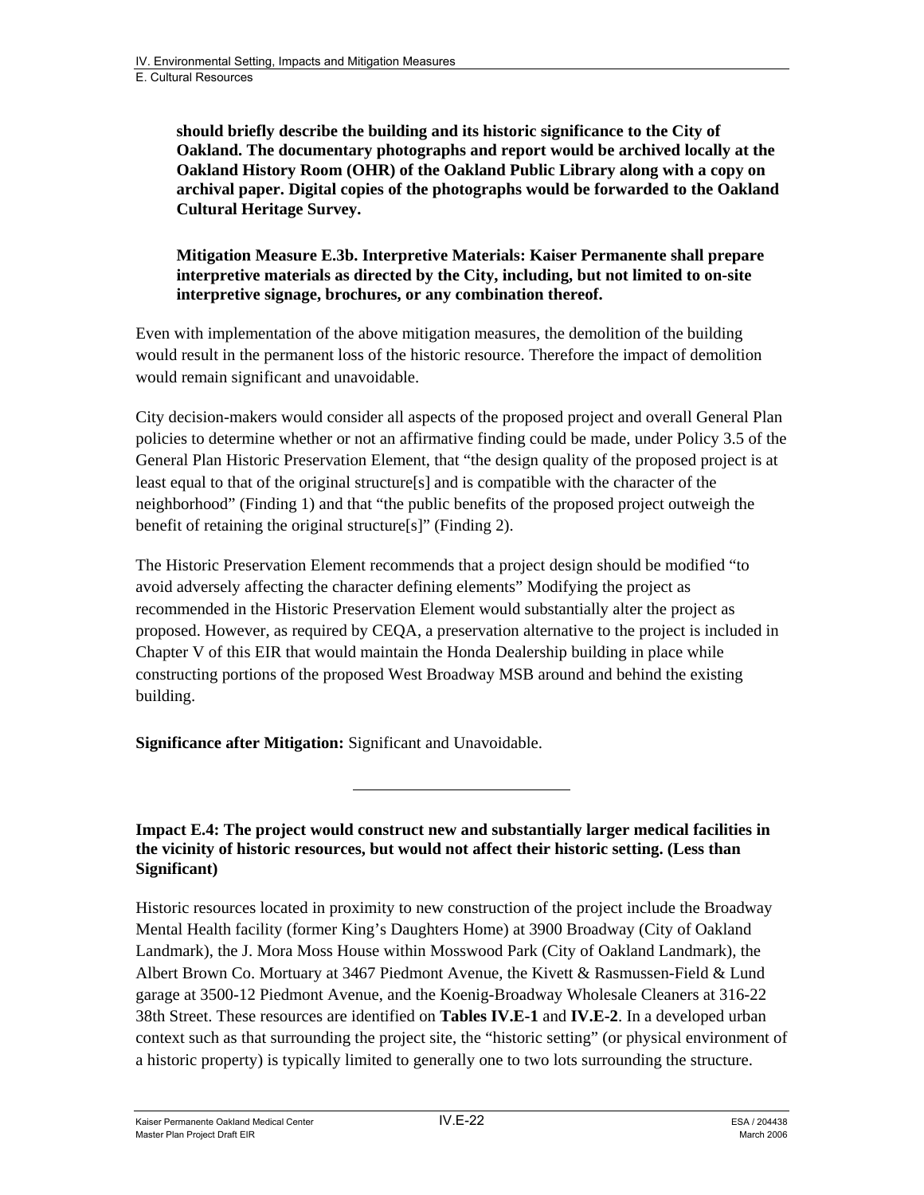**should briefly describe the building and its historic significance to the City of Oakland. The documentary photographs and report would be archived locally at the Oakland History Room (OHR) of the Oakland Public Library along with a copy on archival paper. Digital copies of the photographs would be forwarded to the Oakland Cultural Heritage Survey.**

**Mitigation Measure E.3b. Interpretive Materials: Kaiser Permanente shall prepare interpretive materials as directed by the City, including, but not limited to on-site interpretive signage, brochures, or any combination thereof.**

Even with implementation of the above mitigation measures, the demolition of the building would result in the permanent loss of the historic resource. Therefore the impact of demolition would remain significant and unavoidable.

City decision-makers would consider all aspects of the proposed project and overall General Plan policies to determine whether or not an affirmative finding could be made, under Policy 3.5 of the General Plan Historic Preservation Element, that "the design quality of the proposed project is at least equal to that of the original structure[s] and is compatible with the character of the neighborhood" (Finding 1) and that "the public benefits of the proposed project outweigh the benefit of retaining the original structure[s]" (Finding 2).

The Historic Preservation Element recommends that a project design should be modified "to avoid adversely affecting the character defining elements" Modifying the project as recommended in the Historic Preservation Element would substantially alter the project as proposed. However, as required by CEQA, a preservation alternative to the project is included in Chapter V of this EIR that would maintain the Honda Dealership building in place while constructing portions of the proposed West Broadway MSB around and behind the existing building.

**Significance after Mitigation:** Significant and Unavoidable.

---

**Impact E.4: The project would construct new and substantially larger medical facilities in the vicinity of historic resources, but would not affect their historic setting. (Less than Significant)**

Historic resources located in proximity to new construction of the project include the Broadway Mental Health facility (former King's Daughters Home) at 3900 Broadway (City of Oakland Landmark), the J. Mora Moss House within Mosswood Park (City of Oakland Landmark), the Albert Brown Co. Mortuary at 3467 Piedmont Avenue, the Kivett & Rasmussen-Field & Lund garage at 3500-12 Piedmont Avenue, and the Koenig-Broadway Wholesale Cleaners at 316-22 38th Street. These resources are identified on **Tables IV.E-1** and **IV.E-2**. In a developed urban context such as that surrounding the project site, the "historic setting" (or physical environment of a historic property) is typically limited to generally one to two lots surrounding the structure.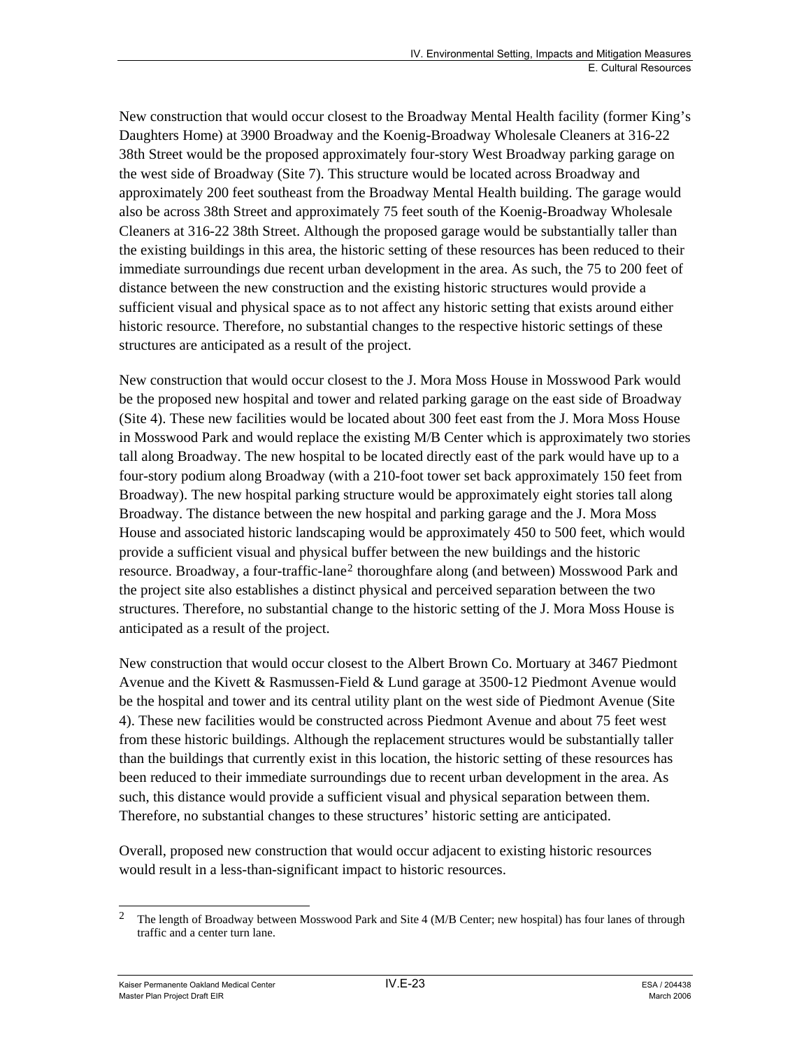New construction that would occur closest to the Broadway Mental Health facility (former King's Daughters Home) at 3900 Broadway and the Koenig-Broadway Wholesale Cleaners at 316-22 38th Street would be the proposed approximately four-story West Broadway parking garage on the west side of Broadway (Site 7). This structure would be located across Broadway and approximately 200 feet southeast from the Broadway Mental Health building. The garage would also be across 38th Street and approximately 75 feet south of the Koenig-Broadway Wholesale Cleaners at 316-22 38th Street. Although the proposed garage would be substantially taller than the existing buildings in this area, the historic setting of these resources has been reduced to their immediate surroundings due recent urban development in the area. As such, the 75 to 200 feet of distance between the new construction and the existing historic structures would provide a sufficient visual and physical space as to not affect any historic setting that exists around either historic resource. Therefore, no substantial changes to the respective historic settings of these structures are anticipated as a result of the project.

New construction that would occur closest to the J. Mora Moss House in Mosswood Park would be the proposed new hospital and tower and related parking garage on the east side of Broadway (Site 4). These new facilities would be located about 300 feet east from the J. Mora Moss House in Mosswood Park and would replace the existing M/B Center which is approximately two stories tall along Broadway. The new hospital to be located directly east of the park would have up to a four-story podium along Broadway (with a 210-foot tower set back approximately 150 feet from Broadway). The new hospital parking structure would be approximately eight stories tall along Broadway. The distance between the new hospital and parking garage and the J. Mora Moss House and associated historic landscaping would be approximately 450 to 500 feet, which would provide a sufficient visual and physical buffer between the new buildings and the historic resource. Broadway, a four-traffic-lane[2] thoroughfare along (and between) Mosswood Park and the project site also establishes a distinct physical and perceived separation between the two structures. Therefore, no substantial change to the historic setting of the J. Mora Moss House is anticipated as a result of the project.

New construction that would occur closest to the Albert Brown Co. Mortuary at 3467 Piedmont Avenue and the Kivett & Rasmussen-Field & Lund garage at 3500-12 Piedmont Avenue would be the hospital and tower and its central utility plant on the west side of Piedmont Avenue (Site 4). These new facilities would be constructed across Piedmont Avenue and about 75 feet west from these historic buildings. Although the replacement structures would be substantially taller than the buildings that currently exist in this location, the historic setting of these resources has been reduced to their immediate surroundings due to recent urban development in the area. As such, this distance would provide a sufficient visual and physical separation between them. Therefore, no substantial changes to these structures' historic setting are anticipated.

Overall, proposed new construction that would occur adjacent to existing historic resources would result in a less-than-significant impact to historic resources.

---

[2] The length of Broadway between Mosswood Park and Site 4 (M/B Center; new hospital) has four lanes of through traffic and a center turn lane.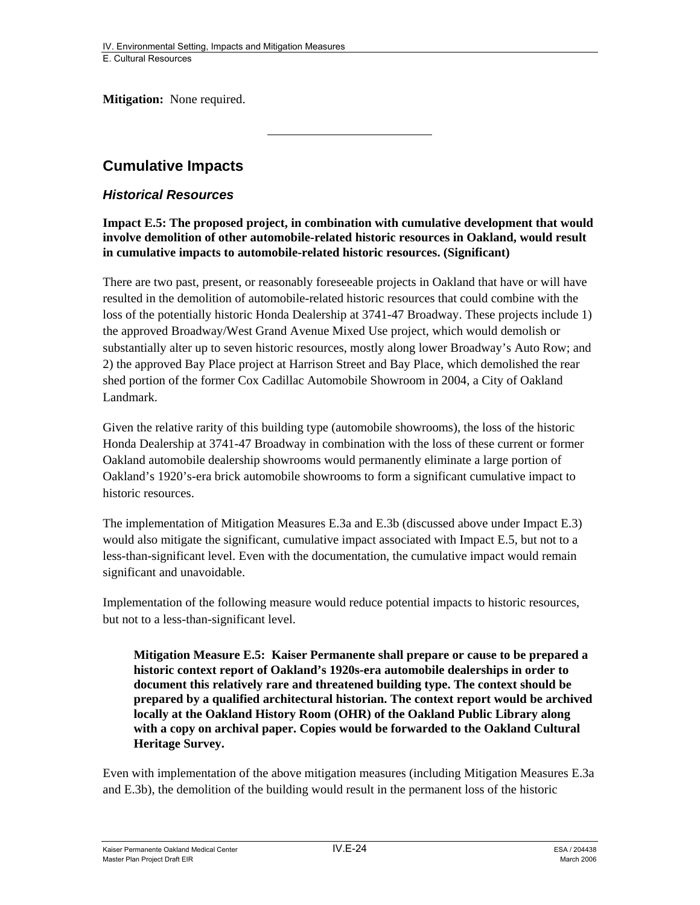**Mitigation:** None required.

---

## Cumulative Impacts

### *Historical Resources*

**Impact E.5: The proposed project, in combination with cumulative development that would involve demolition of other automobile-related historic resources in Oakland, would result in cumulative impacts to automobile-related historic resources. (Significant)**

There are two past, present, or reasonably foreseeable projects in Oakland that have or will have resulted in the demolition of automobile-related historic resources that could combine with the loss of the potentially historic Honda Dealership at 3741-47 Broadway. These projects include 1) the approved Broadway/West Grand Avenue Mixed Use project, which would demolish or substantially alter up to seven historic resources, mostly along lower Broadway's Auto Row; and 2) the approved Bay Place project at Harrison Street and Bay Place, which demolished the rear shed portion of the former Cox Cadillac Automobile Showroom in 2004, a City of Oakland Landmark.

Given the relative rarity of this building type (automobile showrooms), the loss of the historic Honda Dealership at 3741-47 Broadway in combination with the loss of these current or former Oakland automobile dealership showrooms would permanently eliminate a large portion of Oakland's 1920's-era brick automobile showrooms to form a significant cumulative impact to historic resources.

The implementation of Mitigation Measures E.3a and E.3b (discussed above under Impact E.3) would also mitigate the significant, cumulative impact associated with Impact E.5, but not to a less-than-significant level. Even with the documentation, the cumulative impact would remain significant and unavoidable.

Implementation of the following measure would reduce potential impacts to historic resources, but not to a less-than-significant level.

> **Mitigation Measure E.5: Kaiser Permanente shall prepare or cause to be prepared a historic context report of Oakland's 1920s-era automobile dealerships in order to document this relatively rare and threatened building type. The context should be prepared by a qualified architectural historian. The context report would be archived locally at the Oakland History Room (OHR) of the Oakland Public Library along with a copy on archival paper. Copies would be forwarded to the Oakland Cultural Heritage Survey.**

Even with implementation of the above mitigation measures (including Mitigation Measures E.3a and E.3b), the demolition of the building would result in the permanent loss of the historic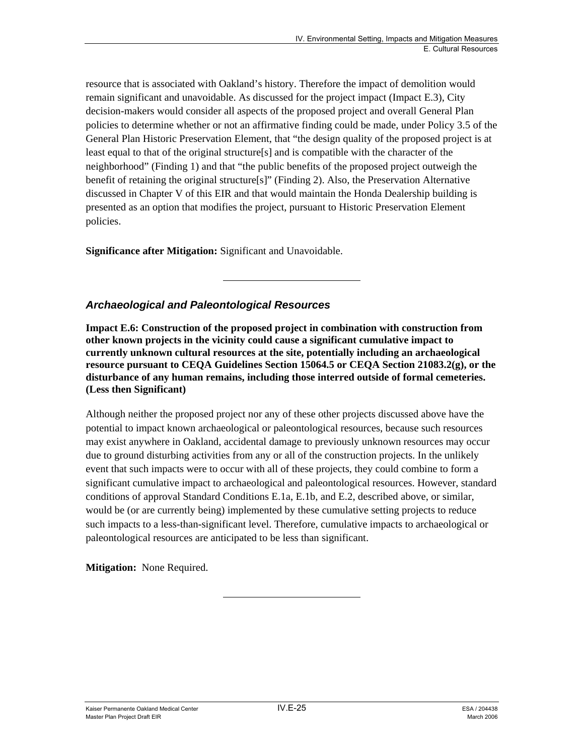resource that is associated with Oakland's history. Therefore the impact of demolition would remain significant and unavoidable. As discussed for the project impact (Impact E.3), City decision-makers would consider all aspects of the proposed project and overall General Plan policies to determine whether or not an affirmative finding could be made, under Policy 3.5 of the General Plan Historic Preservation Element, that "the design quality of the proposed project is at least equal to that of the original structure[s] and is compatible with the character of the neighborhood" (Finding 1) and that "the public benefits of the proposed project outweigh the benefit of retaining the original structure[s]" (Finding 2). Also, the Preservation Alternative discussed in Chapter V of this EIR and that would maintain the Honda Dealership building is presented as an option that modifies the project, pursuant to Historic Preservation Element policies.

**Significance after Mitigation:** Significant and Unavoidable.

---

### *Archaeological and Paleontological Resources*

**Impact E.6: Construction of the proposed project in combination with construction from other known projects in the vicinity could cause a significant cumulative impact to currently unknown cultural resources at the site, potentially including an archaeological resource pursuant to CEQA Guidelines Section 15064.5 or CEQA Section 21083.2(g), or the disturbance of any human remains, including those interred outside of formal cemeteries. (Less then Significant)**

Although neither the proposed project nor any of these other projects discussed above have the potential to impact known archaeological or paleontological resources, because such resources may exist anywhere in Oakland, accidental damage to previously unknown resources may occur due to ground disturbing activities from any or all of the construction projects. In the unlikely event that such impacts were to occur with all of these projects, they could combine to form a significant cumulative impact to archaeological and paleontological resources. However, standard conditions of approval Standard Conditions E.1a, E.1b, and E.2, described above, or similar, would be (or are currently being) implemented by these cumulative setting projects to reduce such impacts to a less-than-significant level. Therefore, cumulative impacts to archaeological or paleontological resources are anticipated to be less than significant.

**Mitigation:** None Required.

---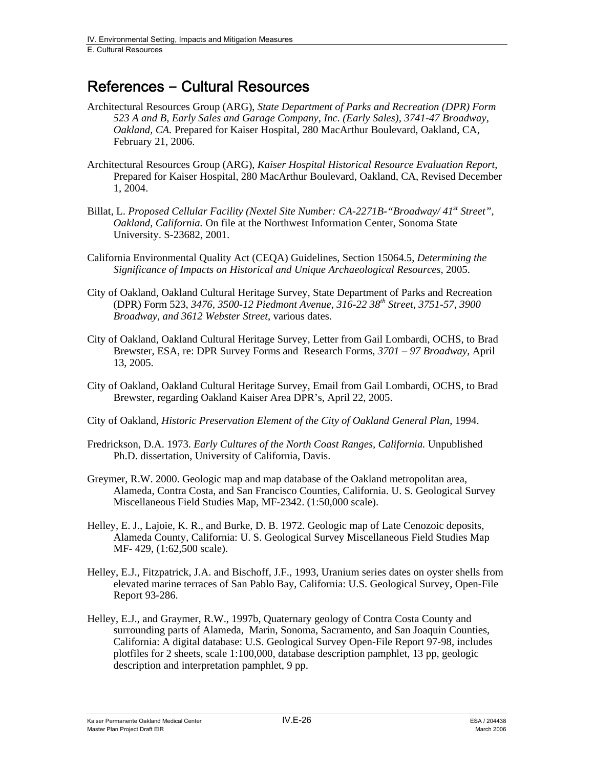# References – Cultural Resources

Architectural Resources Group (ARG), *State Department of Parks and Recreation (DPR) Form 523 A and B, Early Sales and Garage Company, Inc. (Early Sales), 3741-47 Broadway, Oakland, CA.* Prepared for Kaiser Hospital, 280 MacArthur Boulevard, Oakland, CA, February 21, 2006.

Architectural Resources Group (ARG), *Kaiser Hospital Historical Resource Evaluation Report,* Prepared for Kaiser Hospital, 280 MacArthur Boulevard, Oakland, CA, Revised December 1, 2004.

Billat, L. *Proposed Cellular Facility (Nextel Site Number: CA-2271B-"Broadway/ 41st Street", Oakland, California.* On file at the Northwest Information Center, Sonoma State University. S-23682, 2001.

California Environmental Quality Act (CEQA) Guidelines, Section 15064.5, *Determining the Significance of Impacts on Historical and Unique Archaeological Resources*, 2005.

City of Oakland, Oakland Cultural Heritage Survey, State Department of Parks and Recreation (DPR) Form 523, *3476, 3500-12 Piedmont Avenue, 316-22 38th Street, 3751-57, 3900 Broadway, and 3612 Webster Street*, various dates.

City of Oakland, Oakland Cultural Heritage Survey, Letter from Gail Lombardi, OCHS, to Brad Brewster, ESA, re: DPR Survey Forms and Research Forms, *3701 – 97 Broadway,* April 13, 2005.

City of Oakland, Oakland Cultural Heritage Survey, Email from Gail Lombardi, OCHS, to Brad Brewster, regarding Oakland Kaiser Area DPR's, April 22, 2005.

City of Oakland, *Historic Preservation Element of the City of Oakland General Plan*, 1994.

Fredrickson, D.A. 1973. *Early Cultures of the North Coast Ranges, California.* Unpublished Ph.D. dissertation, University of California, Davis.

Greymer, R.W. 2000. Geologic map and map database of the Oakland metropolitan area, Alameda, Contra Costa, and San Francisco Counties, California. U. S. Geological Survey Miscellaneous Field Studies Map, MF-2342. (1:50,000 scale).

Helley, E. J., Lajoie, K. R., and Burke, D. B. 1972. Geologic map of Late Cenozoic deposits, Alameda County, California: U. S. Geological Survey Miscellaneous Field Studies Map MF- 429, (1:62,500 scale).

Helley, E.J., Fitzpatrick, J.A. and Bischoff, J.F., 1993, Uranium series dates on oyster shells from elevated marine terraces of San Pablo Bay, California: U.S. Geological Survey, Open-File Report 93-286.

Helley, E.J., and Graymer, R.W., 1997b, Quaternary geology of Contra Costa County and surrounding parts of Alameda, Marin, Sonoma, Sacramento, and San Joaquin Counties, California: A digital database: U.S. Geological Survey Open-File Report 97-98, includes plotfiles for 2 sheets, scale 1:100,000, database description pamphlet, 13 pp, geologic description and interpretation pamphlet, 9 pp.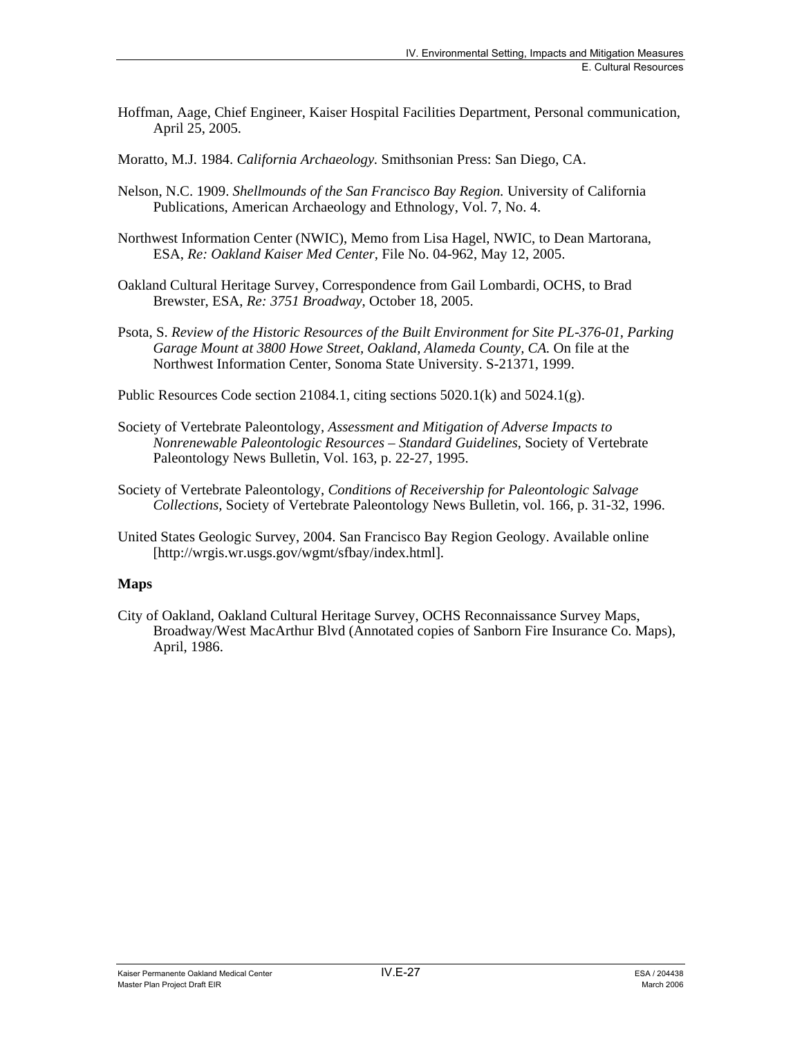Hoffman, Aage, Chief Engineer, Kaiser Hospital Facilities Department, Personal communication, April 25, 2005.

Moratto, M.J. 1984. *California Archaeology.* Smithsonian Press: San Diego, CA.

Nelson, N.C. 1909. *Shellmounds of the San Francisco Bay Region.* University of California Publications, American Archaeology and Ethnology, Vol. 7, No. 4.

Northwest Information Center (NWIC), Memo from Lisa Hagel, NWIC, to Dean Martorana, ESA, *Re: Oakland Kaiser Med Center*, File No. 04-962, May 12, 2005.

Oakland Cultural Heritage Survey, Correspondence from Gail Lombardi, OCHS, to Brad Brewster, ESA, *Re: 3751 Broadway*, October 18, 2005.

Psota, S. *Review of the Historic Resources of the Built Environment for Site PL-376-01, Parking Garage Mount at 3800 Howe Street, Oakland, Alameda County, CA.* On file at the Northwest Information Center, Sonoma State University. S-21371, 1999.

Public Resources Code section 21084.1, citing sections 5020.1(k) and 5024.1(g).

Society of Vertebrate Paleontology, *Assessment and Mitigation of Adverse Impacts to Nonrenewable Paleontologic Resources – Standard Guidelines*, Society of Vertebrate Paleontology News Bulletin, Vol. 163, p. 22-27, 1995.

Society of Vertebrate Paleontology, *Conditions of Receivership for Paleontologic Salvage Collections,* Society of Vertebrate Paleontology News Bulletin, vol. 166, p. 31-32, 1996.

United States Geologic Survey, 2004. San Francisco Bay Region Geology. Available online [http://wrgis.wr.usgs.gov/wgmt/sfbay/index.html].

**Maps**

City of Oakland, Oakland Cultural Heritage Survey, OCHS Reconnaissance Survey Maps, Broadway/West MacArthur Blvd (Annotated copies of Sanborn Fire Insurance Co. Maps), April, 1986.